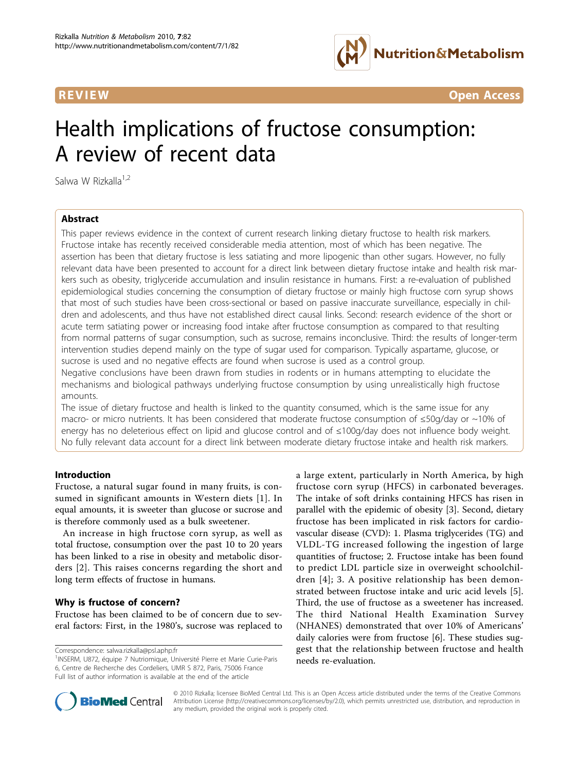REVIEW Open Access

# Health implications of fructose consumption: A review of recent data

Salwa W Rizkalla[1,2]

## Abstract

This paper reviews evidence in the context of current research linking dietary fructose to health risk markers. Fructose intake has recently received considerable media attention, most of which has been negative. The assertion has been that dietary fructose is less satiating and more lipogenic than other sugars. However, no fully relevant data have been presented to account for a direct link between dietary fructose intake and health risk markers such as obesity, triglyceride accumulation and insulin resistance in humans. First: a re-evaluation of published epidemiological studies concerning the consumption of dietary fructose or mainly high fructose corn syrup shows that most of such studies have been cross-sectional or based on passive inaccurate surveillance, especially in children and adolescents, and thus have not established direct causal links. Second: research evidence of the short or acute term satiating power or increasing food intake after fructose consumption as compared to that resulting from normal patterns of sugar consumption, such as sucrose, remains inconclusive. Third: the results of longer-term intervention studies depend mainly on the type of sugar used for comparison. Typically aspartame, glucose, or sucrose is used and no negative effects are found when sucrose is used as a control group.

Negative conclusions have been drawn from studies in rodents or in humans attempting to elucidate the mechanisms and biological pathways underlying fructose consumption by using unrealistically high fructose amounts.

The issue of dietary fructose and health is linked to the quantity consumed, which is the same issue for any macro- or micro nutrients. It has been considered that moderate fructose consumption of ≤50g/day or ~10% of energy has no deleterious effect on lipid and glucose control and of ≤100g/day does not influence body weight. No fully relevant data account for a direct link between moderate dietary fructose intake and health risk markers.

## Introduction

Fructose, a natural sugar found in many fruits, is consumed in significant amounts in Western diets [1]. In equal amounts, it is sweeter than glucose or sucrose and is therefore commonly used as a bulk sweetener.

An increase in high fructose corn syrup, as well as total fructose, consumption over the past 10 to 20 years has been linked to a rise in obesity and metabolic disorders [2]. This raises concerns regarding the short and long term effects of fructose in humans.

## Why is fructose of concern?

Fructose has been claimed to be of concern due to several factors: First, in the 1980's, sucrose was replaced to a large extent, particularly in North America, by high fructose corn syrup (HFCS) in carbonated beverages. The intake of soft drinks containing HFCS has risen in parallel with the epidemic of obesity [3]. Second, dietary fructose has been implicated in risk factors for cardiovascular disease (CVD): 1. Plasma triglycerides (TG) and VLDL-TG increased following the ingestion of large quantities of fructose; 2. Fructose intake has been found to predict LDL particle size in overweight schoolchildren [4]; 3. A positive relationship has been demonstrated between fructose intake and uric acid levels [5]. Third, the use of fructose as a sweetener has increased. The third National Health Examination Survey (NHANES) demonstrated that over 10% of Americans' daily calories were from fructose [6]. These studies suggest that the relationship between fructose and health needs re-evaluation.

Correspondence: salwa.rizkalla@psl.aphp.fr

[1]INSERM, U872, équipe 7 Nutriomique, Université Pierre et Marie Curie-Paris 6, Centre de Recherche des Cordeliers, UMR S 872, Paris, 75006 France

Full list of author information is available at the end of the article

© 2010 Rizkalla; licensee BioMed Central Ltd. This is an Open Access article distributed under the terms of the Creative Commons Attribution License (http://creativecommons.org/licenses/by/2.0), which permits unrestricted use, distribution, and reproduction in any medium, provided the original work is properly cited.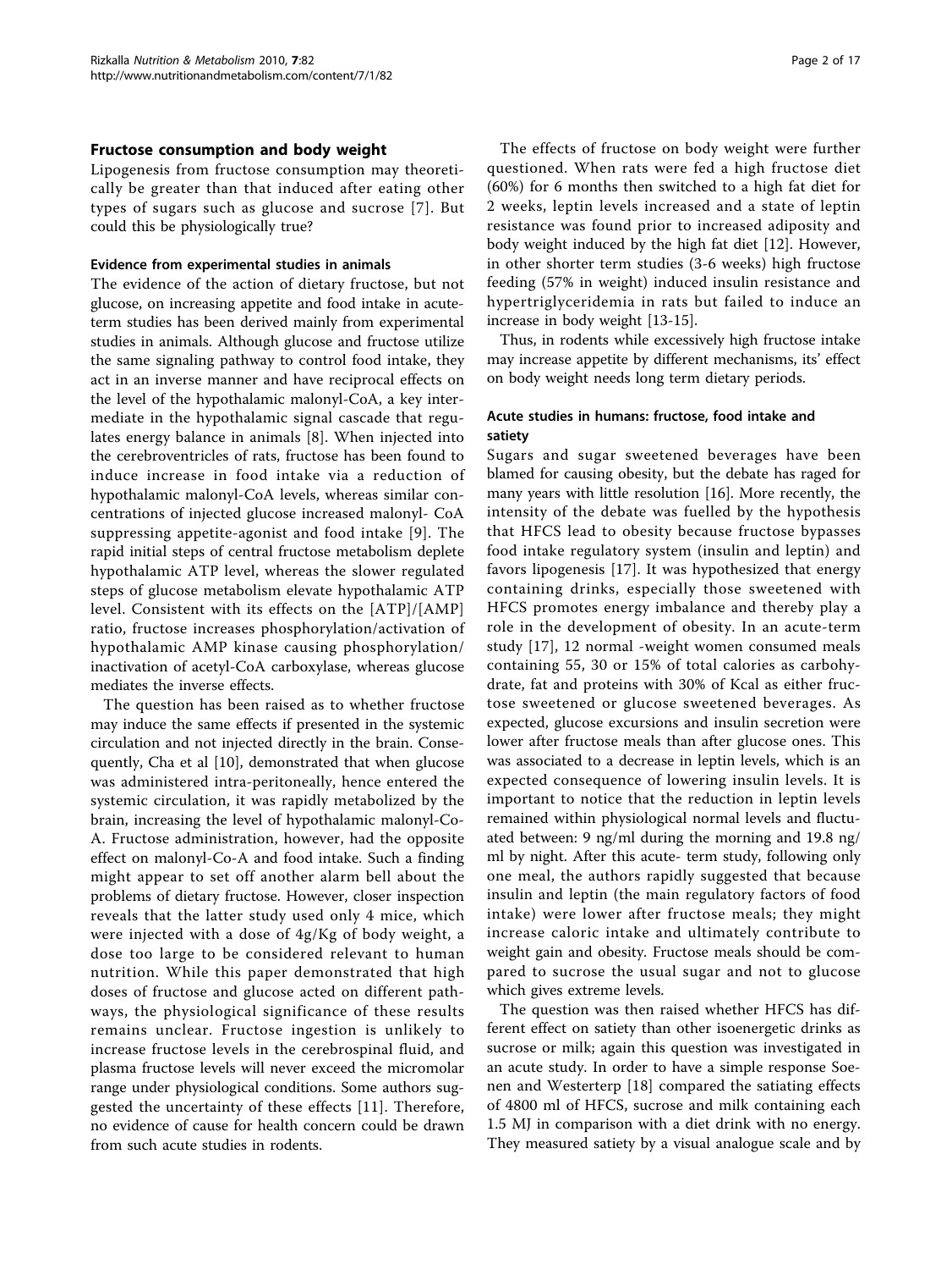## Fructose consumption and body weight

Lipogenesis from fructose consumption may theoretically be greater than that induced after eating other types of sugars such as glucose and sucrose [7]. But could this be physiologically true?

### Evidence from experimental studies in animals

The evidence of the action of dietary fructose, but not glucose, on increasing appetite and food intake in acute-term studies has been derived mainly from experimental studies in animals. Although glucose and fructose utilize the same signaling pathway to control food intake, they act in an inverse manner and have reciprocal effects on the level of the hypothalamic malonyl-CoA, a key intermediate in the hypothalamic signal cascade that regulates energy balance in animals [8]. When injected into the cerebroventricles of rats, fructose has been found to induce increase in food intake via a reduction of hypothalamic malonyl-CoA levels, whereas similar concentrations of injected glucose increased malonyl- CoA suppressing appetite-agonist and food intake [9]. The rapid initial steps of central fructose metabolism deplete hypothalamic ATP level, whereas the slower regulated steps of glucose metabolism elevate hypothalamic ATP level. Consistent with its effects on the [ATP]/[AMP] ratio, fructose increases phosphorylation/activation of hypothalamic AMP kinase causing phosphorylation/inactivation of acetyl-CoA carboxylase, whereas glucose mediates the inverse effects.

The question has been raised as to whether fructose may induce the same effects if presented in the systemic circulation and not injected directly in the brain. Consequently, Cha et al [10], demonstrated that when glucose was administered intra-peritoneally, hence entered the systemic circulation, it was rapidly metabolized by the brain, increasing the level of hypothalamic malonyl-Co-A. Fructose administration, however, had the opposite effect on malonyl-Co-A and food intake. Such a finding might appear to set off another alarm bell about the problems of dietary fructose. However, closer inspection reveals that the latter study used only 4 mice, which were injected with a dose of 4g/Kg of body weight, a dose too large to be considered relevant to human nutrition. While this paper demonstrated that high doses of fructose and glucose acted on different pathways, the physiological significance of these results remains unclear. Fructose ingestion is unlikely to increase fructose levels in the cerebrospinal fluid, and plasma fructose levels will never exceed the micromolar range under physiological conditions. Some authors suggested the uncertainty of these effects [11]. Therefore, no evidence of cause for health concern could be drawn from such acute studies in rodents.

The effects of fructose on body weight were further questioned. When rats were fed a high fructose diet (60%) for 6 months then switched to a high fat diet for 2 weeks, leptin levels increased and a state of leptin resistance was found prior to increased adiposity and body weight induced by the high fat diet [12]. However, in other shorter term studies (3-6 weeks) high fructose feeding (57% in weight) induced insulin resistance and hypertriglyceridemia in rats but failed to induce an increase in body weight [13-15].

Thus, in rodents while excessively high fructose intake may increase appetite by different mechanisms, its' effect on body weight needs long term dietary periods.

### Acute studies in humans: fructose, food intake and satiety

Sugars and sugar sweetened beverages have been blamed for causing obesity, but the debate has raged for many years with little resolution [16]. More recently, the intensity of the debate was fuelled by the hypothesis that HFCS lead to obesity because fructose bypasses food intake regulatory system (insulin and leptin) and favors lipogenesis [17]. It was hypothesized that energy containing drinks, especially those sweetened with HFCS promotes energy imbalance and thereby play a role in the development of obesity. In an acute-term study [17], 12 normal -weight women consumed meals containing 55, 30 or 15% of total calories as carbohydrate, fat and proteins with 30% of Kcal as either fructose sweetened or glucose sweetened beverages. As expected, glucose excursions and insulin secretion were lower after fructose meals than after glucose ones. This was associated to a decrease in leptin levels, which is an expected consequence of lowering insulin levels. It is important to notice that the reduction in leptin levels remained within physiological normal levels and fluctuated between: 9 ng/ml during the morning and 19.8 ng/ml by night. After this acute- term study, following only one meal, the authors rapidly suggested that because insulin and leptin (the main regulatory factors of food intake) were lower after fructose meals; they might increase caloric intake and ultimately contribute to weight gain and obesity. Fructose meals should be compared to sucrose the usual sugar and not to glucose which gives extreme levels.

The question was then raised whether HFCS has different effect on satiety than other isoenergetic drinks as sucrose or milk; again this question was investigated in an acute study. In order to have a simple response Soenen and Westerterp [18] compared the satiating effects of 4800 ml of HFCS, sucrose and milk containing each 1.5 MJ in comparison with a diet drink with no energy. They measured satiety by a visual analogue scale and by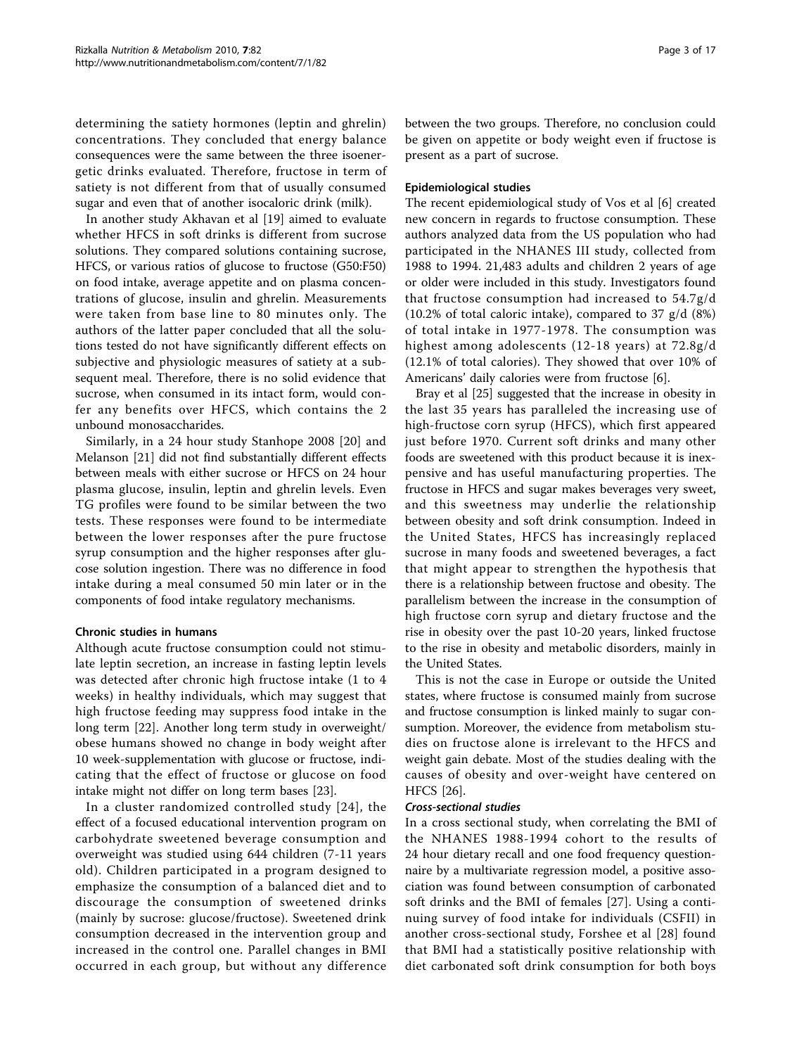determining the satiety hormones (leptin and ghrelin) concentrations. They concluded that energy balance consequences were the same between the three isoenergetic drinks evaluated. Therefore, fructose in term of satiety is not different from that of usually consumed sugar and even that of another isocaloric drink (milk).

In another study Akhavan et al [19] aimed to evaluate whether HFCS in soft drinks is different from sucrose solutions. They compared solutions containing sucrose, HFCS, or various ratios of glucose to fructose (G50:F50) on food intake, average appetite and on plasma concentrations of glucose, insulin and ghrelin. Measurements were taken from base line to 80 minutes only. The authors of the latter paper concluded that all the solutions tested do not have significantly different effects on subjective and physiologic measures of satiety at a subsequent meal. Therefore, there is no solid evidence that sucrose, when consumed in its intact form, would confer any benefits over HFCS, which contains the 2 unbound monosaccharides.

Similarly, in a 24 hour study Stanhope 2008 [20] and Melanson [21] did not find substantially different effects between meals with either sucrose or HFCS on 24 hour plasma glucose, insulin, leptin and ghrelin levels. Even TG profiles were found to be similar between the two tests. These responses were found to be intermediate between the lower responses after the pure fructose syrup consumption and the higher responses after glucose solution ingestion. There was no difference in food intake during a meal consumed 50 min later or in the components of food intake regulatory mechanisms.

### Chronic studies in humans

Although acute fructose consumption could not stimulate leptin secretion, an increase in fasting leptin levels was detected after chronic high fructose intake (1 to 4 weeks) in healthy individuals, which may suggest that high fructose feeding may suppress food intake in the long term [22]. Another long term study in overweight/obese humans showed no change in body weight after 10 week-supplementation with glucose or fructose, indicating that the effect of fructose or glucose on food intake might not differ on long term bases [23].

In a cluster randomized controlled study [24], the effect of a focused educational intervention program on carbohydrate sweetened beverage consumption and overweight was studied using 644 children (7-11 years old). Children participated in a program designed to emphasize the consumption of a balanced diet and to discourage the consumption of sweetened drinks (mainly by sucrose: glucose/fructose). Sweetened drink consumption decreased in the intervention group and increased in the control one. Parallel changes in BMI occurred in each group, but without any difference between the two groups. Therefore, no conclusion could be given on appetite or body weight even if fructose is present as a part of sucrose.

### Epidemiological studies

The recent epidemiological study of Vos et al [6] created new concern in regards to fructose consumption. These authors analyzed data from the US population who had participated in the NHANES III study, collected from 1988 to 1994. 21,483 adults and children 2 years of age or older were included in this study. Investigators found that fructose consumption had increased to 54.7g/d (10.2% of total caloric intake), compared to 37 g/d (8%) of total intake in 1977-1978. The consumption was highest among adolescents (12-18 years) at 72.8g/d (12.1% of total calories). They showed that over 10% of Americans' daily calories were from fructose [6].

Bray et al [25] suggested that the increase in obesity in the last 35 years has paralleled the increasing use of high-fructose corn syrup (HFCS), which first appeared just before 1970. Current soft drinks and many other foods are sweetened with this product because it is inexpensive and has useful manufacturing properties. The fructose in HFCS and sugar makes beverages very sweet, and this sweetness may underlie the relationship between obesity and soft drink consumption. Indeed in the United States, HFCS has increasingly replaced sucrose in many foods and sweetened beverages, a fact that might appear to strengthen the hypothesis that there is a relationship between fructose and obesity. The parallelism between the increase in the consumption of high fructose corn syrup and dietary fructose and the rise in obesity over the past 10-20 years, linked fructose to the rise in obesity and metabolic disorders, mainly in the United States.

This is not the case in Europe or outside the United states, where fructose is consumed mainly from sucrose and fructose consumption is linked mainly to sugar consumption. Moreover, the evidence from metabolism studies on fructose alone is irrelevant to the HFCS and weight gain debate. Most of the studies dealing with the causes of obesity and over-weight have centered on HFCS [26].

#### *Cross-sectional studies*

In a cross sectional study, when correlating the BMI of the NHANES 1988-1994 cohort to the results of 24 hour dietary recall and one food frequency questionnaire by a multivariate regression model, a positive association was found between consumption of carbonated soft drinks and the BMI of females [27]. Using a continuing survey of food intake for individuals (CSFII) in another cross-sectional study, Forshee et al [28] found that BMI had a statistically positive relationship with diet carbonated soft drink consumption for both boys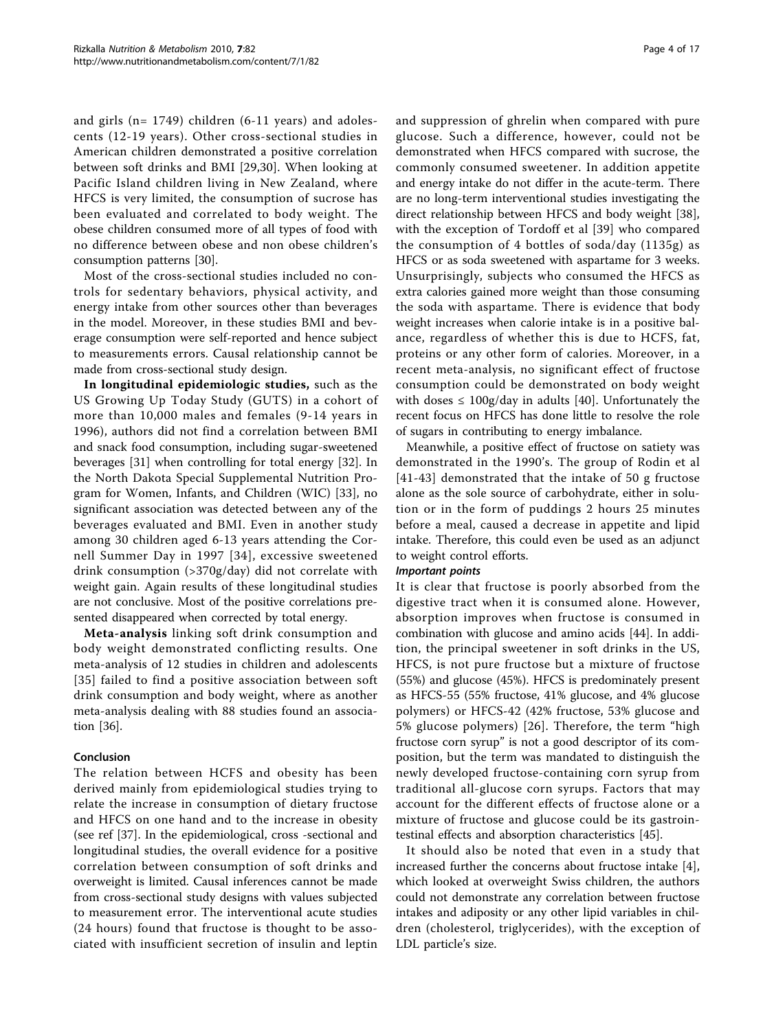and girls (n= 1749) children (6-11 years) and adolescents (12-19 years). Other cross-sectional studies in American children demonstrated a positive correlation between soft drinks and BMI [29,30]. When looking at Pacific Island children living in New Zealand, where HFCS is very limited, the consumption of sucrose has been evaluated and correlated to body weight. The obese children consumed more of all types of food with no difference between obese and non obese children's consumption patterns [30].

Most of the cross-sectional studies included no controls for sedentary behaviors, physical activity, and energy intake from other sources other than beverages in the model. Moreover, in these studies BMI and beverage consumption were self-reported and hence subject to measurements errors. Causal relationship cannot be made from cross-sectional study design.

**In longitudinal epidemiologic studies,** such as the US Growing Up Today Study (GUTS) in a cohort of more than 10,000 males and females (9-14 years in 1996), authors did not find a correlation between BMI and snack food consumption, including sugar-sweetened beverages [31] when controlling for total energy [32]. In the North Dakota Special Supplemental Nutrition Program for Women, Infants, and Children (WIC) [33], no significant association was detected between any of the beverages evaluated and BMI. Even in another study among 30 children aged 6-13 years attending the Cornell Summer Day in 1997 [34], excessive sweetened drink consumption (>370g/day) did not correlate with weight gain. Again results of these longitudinal studies are not conclusive. Most of the positive correlations presented disappeared when corrected by total energy.

**Meta-analysis** linking soft drink consumption and body weight demonstrated conflicting results. One meta-analysis of 12 studies in children and adolescents [35] failed to find a positive association between soft drink consumption and body weight, where as another meta-analysis dealing with 88 studies found an association [36].

### Conclusion

The relation between HCFS and obesity has been derived mainly from epidemiological studies trying to relate the increase in consumption of dietary fructose and HFCS on one hand and to the increase in obesity (see ref [37]. In the epidemiological, cross -sectional and longitudinal studies, the overall evidence for a positive correlation between consumption of soft drinks and overweight is limited. Causal inferences cannot be made from cross-sectional study designs with values subjected to measurement error. The interventional acute studies (24 hours) found that fructose is thought to be associated with insufficient secretion of insulin and leptin and suppression of ghrelin when compared with pure glucose. Such a difference, however, could not be demonstrated when HFCS compared with sucrose, the commonly consumed sweetener. In addition appetite and energy intake do not differ in the acute-term. There are no long-term interventional studies investigating the direct relationship between HFCS and body weight [38], with the exception of Tordoff et al [39] who compared the consumption of 4 bottles of soda/day (1135g) as HFCS or as soda sweetened with aspartame for 3 weeks. Unsurprisingly, subjects who consumed the HFCS as extra calories gained more weight than those consuming the soda with aspartame. There is evidence that body weight increases when calorie intake is in a positive balance, regardless of whether this is due to HCFS, fat, proteins or any other form of calories. Moreover, in a recent meta-analysis, no significant effect of fructose consumption could be demonstrated on body weight with doses ≤ 100g/day in adults [40]. Unfortunately the recent focus on HFCS has done little to resolve the role of sugars in contributing to energy imbalance.

Meanwhile, a positive effect of fructose on satiety was demonstrated in the 1990's. The group of Rodin et al [41-43] demonstrated that the intake of 50 g fructose alone as the sole source of carbohydrate, either in solution or in the form of puddings 2 hours 25 minutes before a meal, caused a decrease in appetite and lipid intake. Therefore, this could even be used as an adjunct to weight control efforts.

#### *Important points*

It is clear that fructose is poorly absorbed from the digestive tract when it is consumed alone. However, absorption improves when fructose is consumed in combination with glucose and amino acids [44]. In addition, the principal sweetener in soft drinks in the US, HFCS, is not pure fructose but a mixture of fructose (55%) and glucose (45%). HFCS is predominately present as HFCS-55 (55% fructose, 41% glucose, and 4% glucose polymers) or HFCS-42 (42% fructose, 53% glucose and 5% glucose polymers) [26]. Therefore, the term "high fructose corn syrup" is not a good descriptor of its composition, but the term was mandated to distinguish the newly developed fructose-containing corn syrup from traditional all-glucose corn syrups. Factors that may account for the different effects of fructose alone or a mixture of fructose and glucose could be its gastrointestinal effects and absorption characteristics [45].

It should also be noted that even in a study that increased further the concerns about fructose intake [4], which looked at overweight Swiss children, the authors could not demonstrate any correlation between fructose intakes and adiposity or any other lipid variables in children (cholesterol, triglycerides), with the exception of LDL particle's size.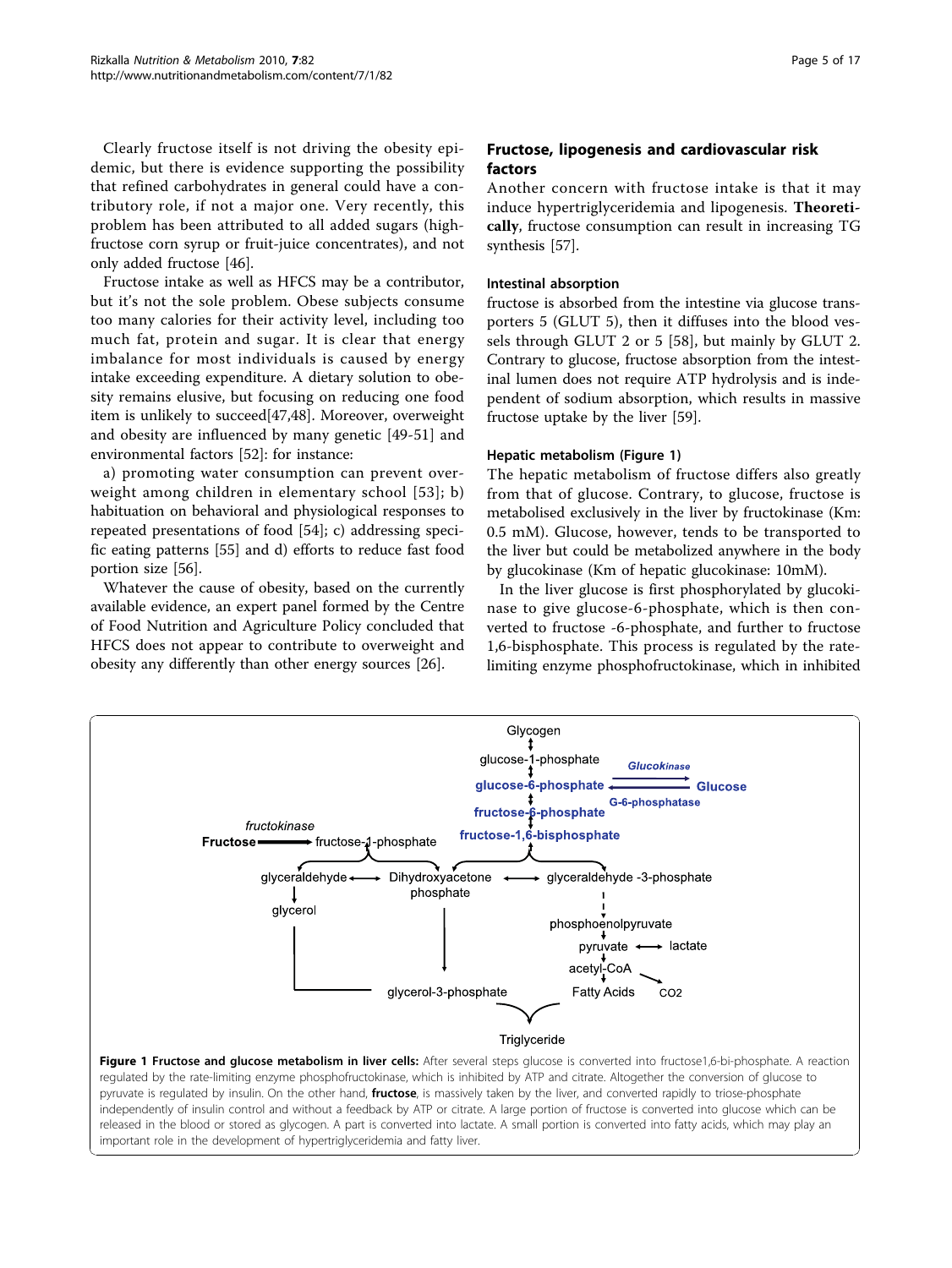Clearly fructose itself is not driving the obesity epidemic, but there is evidence supporting the possibility that refined carbohydrates in general could have a contributory role, if not a major one. Very recently, this problem has been attributed to all added sugars (high-fructose corn syrup or fruit-juice concentrates), and not only added fructose [46].

Fructose intake as well as HFCS may be a contributor, but it's not the sole problem. Obese subjects consume too many calories for their activity level, including too much fat, protein and sugar. It is clear that energy imbalance for most individuals is caused by energy intake exceeding expenditure. A dietary solution to obesity remains elusive, but focusing on reducing one food item is unlikely to succeed[47,48]. Moreover, overweight and obesity are influenced by many genetic [49-51] and environmental factors [52]: for instance:

a) promoting water consumption can prevent overweight among children in elementary school [53]; b) habituation on behavioral and physiological responses to repeated presentations of food [54]; c) addressing specific eating patterns [55] and d) efforts to reduce fast food portion size [56].

Whatever the cause of obesity, based on the currently available evidence, an expert panel formed by the Centre of Food Nutrition and Agriculture Policy concluded that HFCS does not appear to contribute to overweight and obesity any differently than other energy sources [26].

## Fructose, lipogenesis and cardiovascular risk factors

Another concern with fructose intake is that it may induce hypertriglyceridemia and lipogenesis. **Theoretically**, fructose consumption can result in increasing TG synthesis [57].

### Intestinal absorption

fructose is absorbed from the intestine via glucose transporters 5 (GLUT 5), then it diffuses into the blood vessels through GLUT 2 or 5 [58], but mainly by GLUT 2. Contrary to glucose, fructose absorption from the intestinal lumen does not require ATP hydrolysis and is independent of sodium absorption, which results in massive fructose uptake by the liver [59].

### Hepatic metabolism (Figure 1)

The hepatic metabolism of fructose differs also greatly from that of glucose. Contrary, to glucose, fructose is metabolised exclusively in the liver by fructokinase (Km: 0.5 mM). Glucose, however, tends to be transported to the liver but could be metabolized anywhere in the body by glucokinase (Km of hepatic glucokinase: 10mM).

In the liver glucose is first phosphorylated by glucokinase to give glucose-6-phosphate, which is then converted to fructose -6-phosphate, and further to fructose 1,6-bisphosphate. This process is regulated by the rate-limiting enzyme phosphofructokinase, which in inhibited

**Figure 1 Fructose and glucose metabolism in liver cells:** After several steps glucose is converted into fructose1,6-bi-phosphate. A reaction regulated by the rate-limiting enzyme phosphofructokinase, which is inhibited by ATP and citrate. Altogether the conversion of glucose to pyruvate is regulated by insulin. On the other hand, **fructose**, is massively taken by the liver, and converted rapidly to triose-phosphate independently of insulin control and without a feedback by ATP or citrate. A large portion of fructose is converted into glucose which can be released in the blood or stored as glycogen. A part is converted into lactate. A small portion is converted into fatty acids, which may play an important role in the development of hypertriglyceridemia and fatty liver.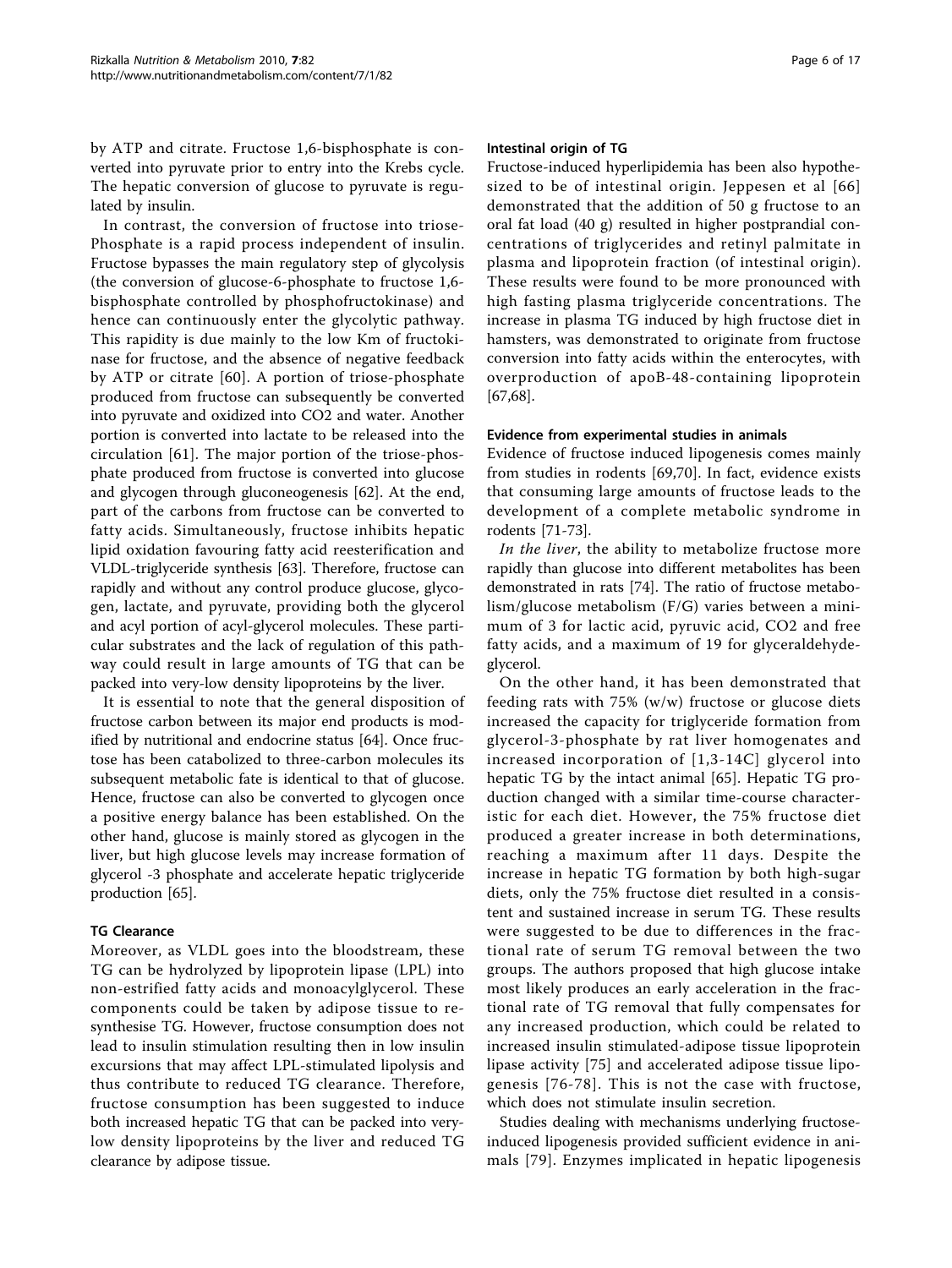by ATP and citrate. Fructose 1,6-bisphosphate is converted into pyruvate prior to entry into the Krebs cycle. The hepatic conversion of glucose to pyruvate is regulated by insulin.

In contrast, the conversion of fructose into triose-Phosphate is a rapid process independent of insulin. Fructose bypasses the main regulatory step of glycolysis (the conversion of glucose-6-phosphate to fructose 1,6-bisphosphate controlled by phosphofructokinase) and hence can continuously enter the glycolytic pathway. This rapidity is due mainly to the low Km of fructokinase for fructose, and the absence of negative feedback by ATP or citrate [60]. A portion of triose-phosphate produced from fructose can subsequently be converted into pyruvate and oxidized into CO2 and water. Another portion is converted into lactate to be released into the circulation [61]. The major portion of the triose-phosphate produced from fructose is converted into glucose and glycogen through gluconeogenesis [62]. At the end, part of the carbons from fructose can be converted to fatty acids. Simultaneously, fructose inhibits hepatic lipid oxidation favouring fatty acid reesterification and VLDL-triglyceride synthesis [63]. Therefore, fructose can rapidly and without any control produce glucose, glycogen, lactate, and pyruvate, providing both the glycerol and acyl portion of acyl-glycerol molecules. These particular substrates and the lack of regulation of this pathway could result in large amounts of TG that can be packed into very-low density lipoproteins by the liver.

It is essential to note that the general disposition of fructose carbon between its major end products is modified by nutritional and endocrine status [64]. Once fructose has been catabolized to three-carbon molecules its subsequent metabolic fate is identical to that of glucose. Hence, fructose can also be converted to glycogen once a positive energy balance has been established. On the other hand, glucose is mainly stored as glycogen in the liver, but high glucose levels may increase formation of glycerol -3 phosphate and accelerate hepatic triglyceride production [65].

#### TG Clearance

Moreover, as VLDL goes into the bloodstream, these TG can be hydrolyzed by lipoprotein lipase (LPL) into non-estrified fatty acids and monoacylglycerol. These components could be taken by adipose tissue to re-synthesise TG. However, fructose consumption does not lead to insulin stimulation resulting then in low insulin excursions that may affect LPL-stimulated lipolysis and thus contribute to reduced TG clearance. Therefore, fructose consumption has been suggested to induce both increased hepatic TG that can be packed into very-low density lipoproteins by the liver and reduced TG clearance by adipose tissue.

#### Intestinal origin of TG

Fructose-induced hyperlipidemia has been also hypothesized to be of intestinal origin. Jeppesen et al [66] demonstrated that the addition of 50 g fructose to an oral fat load (40 g) resulted in higher postprandial concentrations of triglycerides and retinyl palmitate in plasma and lipoprotein fraction (of intestinal origin). These results were found to be more pronounced with high fasting plasma triglyceride concentrations. The increase in plasma TG induced by high fructose diet in hamsters, was demonstrated to originate from fructose conversion into fatty acids within the enterocytes, with overproduction of apoB-48-containing lipoprotein [67,68].

#### Evidence from experimental studies in animals

Evidence of fructose induced lipogenesis comes mainly from studies in rodents [69,70]. In fact, evidence exists that consuming large amounts of fructose leads to the development of a complete metabolic syndrome in rodents [71-73].

*In the liver*, the ability to metabolize fructose more rapidly than glucose into different metabolites has been demonstrated in rats [74]. The ratio of fructose metabolism/glucose metabolism (F/G) varies between a minimum of 3 for lactic acid, pyruvic acid, CO2 and free fatty acids, and a maximum of 19 for glyceraldehyde-glycerol.

On the other hand, it has been demonstrated that feeding rats with 75% (w/w) fructose or glucose diets increased the capacity for triglyceride formation from glycerol-3-phosphate by rat liver homogenates and increased incorporation of [1,3-14C] glycerol into hepatic TG by the intact animal [65]. Hepatic TG production changed with a similar time-course characteristic for each diet. However, the 75% fructose diet produced a greater increase in both determinations, reaching a maximum after 11 days. Despite the increase in hepatic TG formation by both high-sugar diets, only the 75% fructose diet resulted in a consistent and sustained increase in serum TG. These results were suggested to be due to differences in the fractional rate of serum TG removal between the two groups. The authors proposed that high glucose intake most likely produces an early acceleration in the fractional rate of TG removal that fully compensates for any increased production, which could be related to increased insulin stimulated-adipose tissue lipoprotein lipase activity [75] and accelerated adipose tissue lipogenesis [76-78]. This is not the case with fructose, which does not stimulate insulin secretion.

Studies dealing with mechanisms underlying fructose-induced lipogenesis provided sufficient evidence in animals [79]. Enzymes implicated in hepatic lipogenesis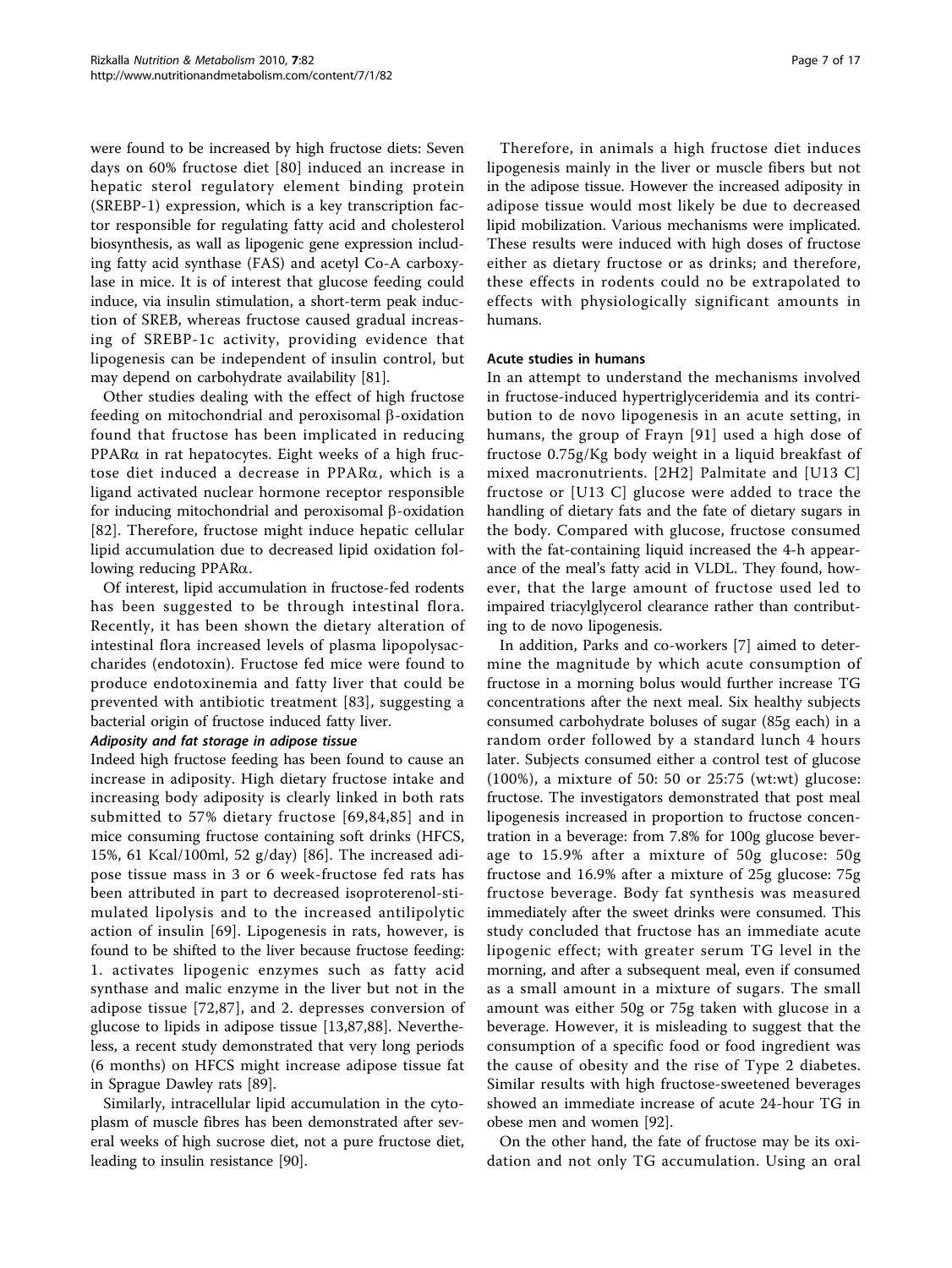were found to be increased by high fructose diets: Seven days on 60% fructose diet [80] induced an increase in hepatic sterol regulatory element binding protein (SREBP-1) expression, which is a key transcription factor responsible for regulating fatty acid and cholesterol biosynthesis, as well as lipogenic gene expression including fatty acid synthase (FAS) and acetyl Co-A carboxylase in mice. It is of interest that glucose feeding could induce, via insulin stimulation, a short-term peak induction of SREB, whereas fructose caused gradual increasing of SREBP-1c activity, providing evidence that lipogenesis can be independent of insulin control, but may depend on carbohydrate availability [81].

Other studies dealing with the effect of high fructose feeding on mitochondrial and peroxisomal β-oxidation found that fructose has been implicated in reducing PPARα in rat hepatocytes. Eight weeks of a high fructose diet induced a decrease in PPARα, which is a ligand activated nuclear hormone receptor responsible for inducing mitochondrial and peroxisomal β-oxidation [82]. Therefore, fructose might induce hepatic cellular lipid accumulation due to decreased lipid oxidation following reducing PPARα.

Of interest, lipid accumulation in fructose-fed rodents has been suggested to be through intestinal flora. Recently, it has been shown the dietary alteration of intestinal flora increased levels of plasma lipopolysaccharides (endotoxin). Fructose fed mice were found to produce endotoxinemia and fatty liver that could be prevented with antibiotic treatment [83], suggesting a bacterial origin of fructose induced fatty liver.

#### *Adiposity and fat storage in adipose tissue*

Indeed high fructose feeding has been found to cause an increase in adiposity. High dietary fructose intake and increasing body adiposity is clearly linked in both rats submitted to 57% dietary fructose [69,84,85] and in mice consuming fructose containing soft drinks (HFCS, 15%, 61 Kcal/100ml, 52 g/day) [86]. The increased adipose tissue mass in 3 or 6 week-fructose fed rats has been attributed in part to decreased isoproterenol-stimulated lipolysis and to the increased antilipolytic action of insulin [69]. Lipogenesis in rats, however, is found to be shifted to the liver because fructose feeding: 1. activates lipogenic enzymes such as fatty acid synthase and malic enzyme in the liver but not in the adipose tissue [72,87], and 2. depresses conversion of glucose to lipids in adipose tissue [13,87,88]. Nevertheless, a recent study demonstrated that very long periods (6 months) on HFCS might increase adipose tissue fat in Sprague Dawley rats [89].

Similarly, intracellular lipid accumulation in the cytoplasm of muscle fibres has been demonstrated after several weeks of high sucrose diet, not a pure fructose diet, leading to insulin resistance [90].

Therefore, in animals a high fructose diet induces lipogenesis mainly in the liver or muscle fibers but not in the adipose tissue. However the increased adiposity in adipose tissue would most likely be due to decreased lipid mobilization. Various mechanisms were implicated. These results were induced with high doses of fructose either as dietary fructose or as drinks; and therefore, these effects in rodents could no be extrapolated to effects with physiologically significant amounts in humans.

### Acute studies in humans

In an attempt to understand the mechanisms involved in fructose-induced hypertriglyceridemia and its contribution to de novo lipogenesis in an acute setting, in humans, the group of Frayn [91] used a high dose of fructose 0.75g/Kg body weight in a liquid breakfast of mixed macronutrients. [2H2] Palmitate and [U13 C] fructose or [U13 C] glucose were added to trace the handling of dietary fats and the fate of dietary sugars in the body. Compared with glucose, fructose consumed with the fat-containing liquid increased the 4-h appearance of the meal's fatty acid in VLDL. They found, however, that the large amount of fructose used led to impaired triacylglycerol clearance rather than contributing to de novo lipogenesis.

In addition, Parks and co-workers [7] aimed to determine the magnitude by which acute consumption of fructose in a morning bolus would further increase TG concentrations after the next meal. Six healthy subjects consumed carbohydrate boluses of sugar (85g each) in a random order followed by a standard lunch 4 hours later. Subjects consumed either a control test of glucose (100%), a mixture of 50: 50 or 25:75 (wt:wt) glucose: fructose. The investigators demonstrated that post meal lipogenesis increased in proportion to fructose concentration in a beverage: from 7.8% for 100g glucose beverage to 15.9% after a mixture of 50g glucose: 50g fructose and 16.9% after a mixture of 25g glucose: 75g fructose beverage. Body fat synthesis was measured immediately after the sweet drinks were consumed. This study concluded that fructose has an immediate acute lipogenic effect; with greater serum TG level in the morning, and after a subsequent meal, even if consumed as a small amount in a mixture of sugars. The small amount was either 50g or 75g taken with glucose in a beverage. However, it is misleading to suggest that the consumption of a specific food or food ingredient was the cause of obesity and the rise of Type 2 diabetes. Similar results with high fructose-sweetened beverages showed an immediate increase of acute 24-hour TG in obese men and women [92].

On the other hand, the fate of fructose may be its oxidation and not only TG accumulation. Using an oral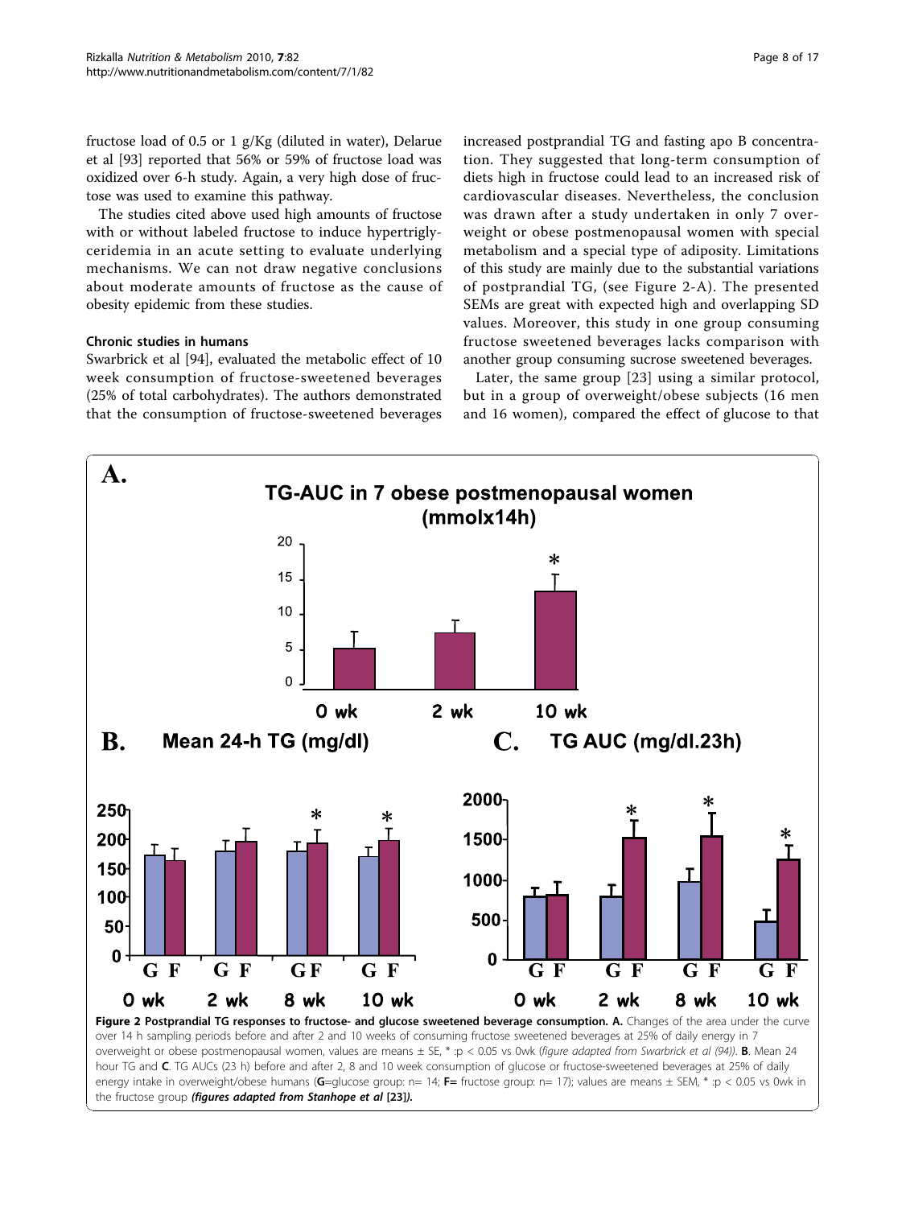fructose load of 0.5 or 1 g/Kg (diluted in water), Delarue et al [93] reported that 56% or 59% of fructose load was oxidized over 6-h study. Again, a very high dose of fructose was used to examine this pathway.

The studies cited above used high amounts of fructose with or without labeled fructose to induce hypertriglyceridemia in an acute setting to evaluate underlying mechanisms. We can not draw negative conclusions about moderate amounts of fructose as the cause of obesity epidemic from these studies.

### Chronic studies in humans

Swarbrick et al [94], evaluated the metabolic effect of 10 week consumption of fructose-sweetened beverages (25% of total carbohydrates). The authors demonstrated that the consumption of fructose-sweetened beverages increased postprandial TG and fasting apo B concentration. They suggested that long-term consumption of diets high in fructose could lead to an increased risk of cardiovascular diseases. Nevertheless, the conclusion was drawn after a study undertaken in only 7 overweight or obese postmenopausal women with special metabolism and a special type of adiposity. Limitations of this study are mainly due to the substantial variations of postprandial TG, (see Figure 2-A). The presented SEMs are great with expected high and overlapping SD values. Moreover, this study in one group consuming fructose sweetened beverages lacks comparison with another group consuming sucrose sweetened beverages.

Later, the same group [23] using a similar protocol, but in a group of overweight/obese subjects (16 men and 16 women), compared the effect of glucose to that

**Figure 2 Postprandial TG responses to fructose- and glucose sweetened beverage consumption. A.** Changes of the area under the curve over 14 h sampling periods before and after 2 and 10 weeks of consuming fructose sweetened beverages at 25% of daily energy in 7 overweight or obese postmenopausal women, values are means ± SE, * :p < 0.05 vs 0wk (*figure adapted from Swarbrick et al (94)*). **B**. Mean 24 hour TG and **C**. TG AUCs (23 h) before and after 2, 8 and 10 week consumption of glucose or fructose-sweetened beverages at 25% of daily energy intake in overweight/obese humans (**G**=glucose group: n= 14; **F**= fructose group: n= 17); values are means ± SEM, * :p < 0.05 vs 0wk in the fructose group ***(figures adapted from Stanhope et al [23])***.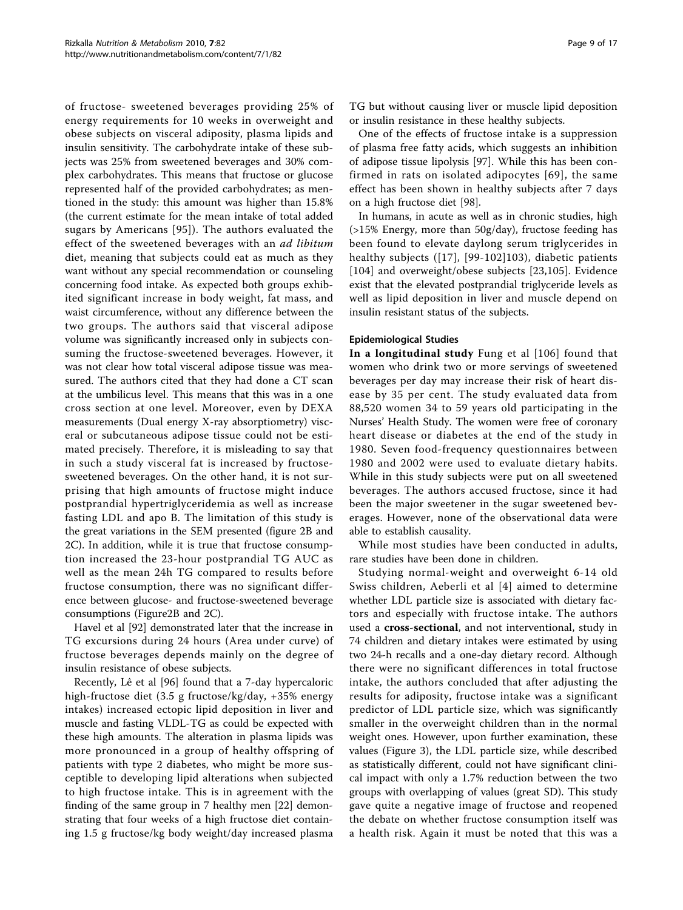of fructose- sweetened beverages providing 25% of energy requirements for 10 weeks in overweight and obese subjects on visceral adiposity, plasma lipids and insulin sensitivity. The carbohydrate intake of these subjects was 25% from sweetened beverages and 30% complex carbohydrates. This means that fructose or glucose represented half of the provided carbohydrates; as mentioned in the study: this amount was higher than 15.8% (the current estimate for the mean intake of total added sugars by Americans [95]). The authors evaluated the effect of the sweetened beverages with an *ad libitum* diet, meaning that subjects could eat as much as they want without any special recommendation or counseling concerning food intake. As expected both groups exhibited significant increase in body weight, fat mass, and waist circumference, without any difference between the two groups. The authors said that visceral adipose volume was significantly increased only in subjects consuming the fructose-sweetened beverages. However, it was not clear how total visceral adipose tissue was measured. The authors cited that they had done a CT scan at the umbilicus level. This means that this was in a one cross section at one level. Moreover, even by DEXA measurements (Dual energy X-ray absorptiometry) visceral or subcutaneous adipose tissue could not be estimated precisely. Therefore, it is misleading to say that in such a study visceral fat is increased by fructose-sweetened beverages. On the other hand, it is not surprising that high amounts of fructose might induce postprandial hypertriglyceridemia as well as increase fasting LDL and apo B. The limitation of this study is the great variations in the SEM presented (figure 2B and 2C). In addition, while it is true that fructose consumption increased the 23-hour postprandial TG AUC as well as the mean 24h TG compared to results before fructose consumption, there was no significant difference between glucose- and fructose-sweetened beverage consumptions (Figure2B and 2C).

Havel et al [92] demonstrated later that the increase in TG excursions during 24 hours (Area under curve) of fructose beverages depends mainly on the degree of insulin resistance of obese subjects.

Recently, Lê et al [96] found that a 7-day hypercaloric high-fructose diet (3.5 g fructose/kg/day, +35% energy intakes) increased ectopic lipid deposition in liver and muscle and fasting VLDL-TG as could be expected with these high amounts. The alteration in plasma lipids was more pronounced in a group of healthy offspring of patients with type 2 diabetes, who might be more susceptible to developing lipid alterations when subjected to high fructose intake. This is in agreement with the finding of the same group in 7 healthy men [22] demonstrating that four weeks of a high fructose diet containing 1.5 g fructose/kg body weight/day increased plasma TG but without causing liver or muscle lipid deposition or insulin resistance in these healthy subjects.

One of the effects of fructose intake is a suppression of plasma free fatty acids, which suggests an inhibition of adipose tissue lipolysis [97]. While this has been confirmed in rats on isolated adipocytes [69], the same effect has been shown in healthy subjects after 7 days on a high fructose diet [98].

In humans, in acute as well as in chronic studies, high (>15% Energy, more than 50g/day), fructose feeding has been found to elevate daylong serum triglycerides in healthy subjects ([17], [99-102]103), diabetic patients [104] and overweight/obese subjects [23,105]. Evidence exist that the elevated postprandial triglyceride levels as well as lipid deposition in liver and muscle depend on insulin resistant status of the subjects.

### Epidemiological Studies

**In a longitudinal study** Fung et al [106] found that women who drink two or more servings of sweetened beverages per day may increase their risk of heart disease by 35 per cent. The study evaluated data from 88,520 women 34 to 59 years old participating in the Nurses' Health Study. The women were free of coronary heart disease or diabetes at the end of the study in 1980. Seven food-frequency questionnaires between 1980 and 2002 were used to evaluate dietary habits. While in this study subjects were put on all sweetened beverages. The authors accused fructose, since it had been the major sweetener in the sugar sweetened beverages. However, none of the observational data were able to establish causality.

While most studies have been conducted in adults, rare studies have been done in children.

Studying normal-weight and overweight 6-14 old Swiss children, Aeberli et al [4] aimed to determine whether LDL particle size is associated with dietary factors and especially with fructose intake. The authors used a **cross-sectional**, and not interventional, study in 74 children and dietary intakes were estimated by using two 24-h recalls and a one-day dietary record. Although there were no significant differences in total fructose intake, the authors concluded that after adjusting the results for adiposity, fructose intake was a significant predictor of LDL particle size, which was significantly smaller in the overweight children than in the normal weight ones. However, upon further examination, these values (Figure 3), the LDL particle size, while described as statistically different, could not have significant clinical impact with only a 1.7% reduction between the two groups with overlapping of values (great SD). This study gave quite a negative image of fructose and reopened the debate on whether fructose consumption itself was a health risk. Again it must be noted that this was a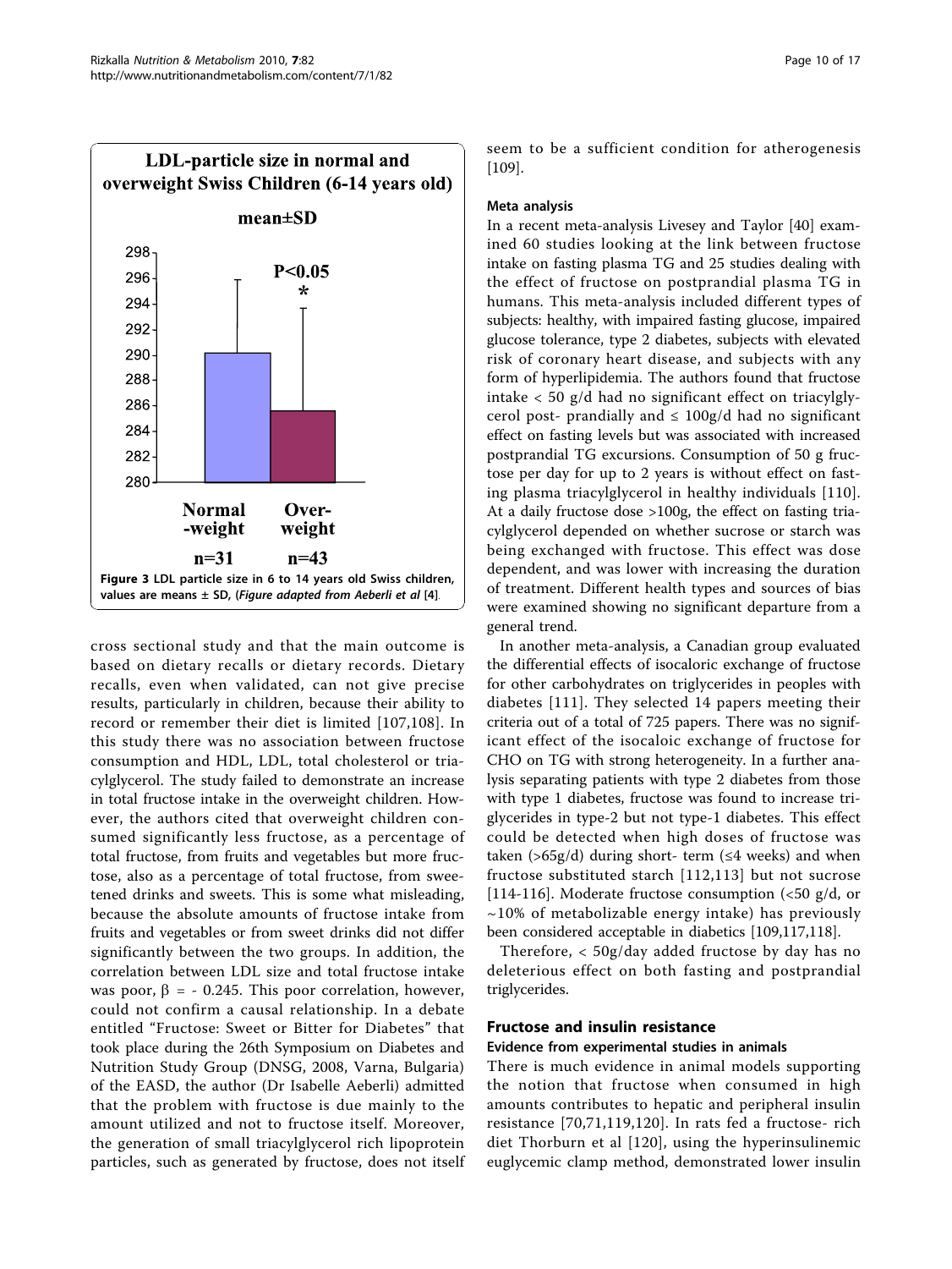Figure 3 LDL particle size in 6 to 14 years old Swiss children, values are means ± SD, (*Figure adapted from Aeberli et al* [4].

cross sectional study and that the main outcome is based on dietary recalls or dietary records. Dietary recalls, even when validated, can not give precise results, particularly in children, because their ability to record or remember their diet is limited [107,108]. In this study there was no association between fructose consumption and HDL, LDL, total cholesterol or triacylglycerol. The study failed to demonstrate an increase in total fructose intake in the overweight children. However, the authors cited that overweight children consumed significantly less fructose, as a percentage of total fructose, from fruits and vegetables but more fructose, also as a percentage of total fructose, from sweetened drinks and sweets. This is some what misleading, because the absolute amounts of fructose intake from fruits and vegetables or from sweet drinks did not differ significantly between the two groups. In addition, the correlation between LDL size and total fructose intake was poor, $\beta = -0.245$. This poor correlation, however, could not confirm a causal relationship. In a debate entitled "Fructose: Sweet or Bitter for Diabetes" that took place during the 26th Symposium on Diabetes and Nutrition Study Group (DNSG, 2008, Varna, Bulgaria) of the EASD, the author (Dr Isabelle Aeberli) admitted that the problem with fructose is due mainly to the amount utilized and not to fructose itself. Moreover, the generation of small triacylglycerol rich lipoprotein particles, such as generated by fructose, does not itself seem to be a sufficient condition for atherogenesis [109].

### Meta analysis

In a recent meta-analysis Livesey and Taylor [40] examined 60 studies looking at the link between fructose intake on fasting plasma TG and 25 studies dealing with the effect of fructose on postprandial plasma TG in humans. This meta-analysis included different types of subjects: healthy, with impaired fasting glucose, impaired glucose tolerance, type 2 diabetes, subjects with elevated risk of coronary heart disease, and subjects with any form of hyperlipidemia. The authors found that fructose intake < 50 g/d had no significant effect on triacylglycerol post- prandially and ≤ 100g/d had no significant effect on fasting levels but was associated with increased postprandial TG excursions. Consumption of 50 g fructose per day for up to 2 years is without effect on fasting plasma triacylglycerol in healthy individuals [110]. At a daily fructose dose >100g, the effect on fasting triacylglycerol depended on whether sucrose or starch was being exchanged with fructose. This effect was dose dependent, and was lower with increasing the duration of treatment. Different health types and sources of bias were examined showing no significant departure from a general trend.

In another meta-analysis, a Canadian group evaluated the differential effects of isocaloric exchange of fructose for other carbohydrates on triglycerides in peoples with diabetes [111]. They selected 14 papers meeting their criteria out of a total of 725 papers. There was no significant effect of the isocaloic exchange of fructose for CHO on TG with strong heterogeneity. In a further analysis separating patients with type 2 diabetes from those with type 1 diabetes, fructose was found to increase triglycerides in type-2 but not type-1 diabetes. This effect could be detected when high doses of fructose was taken (>65g/d) during short- term (≤4 weeks) and when fructose substituted starch [112,113] but not sucrose [114-116]. Moderate fructose consumption (<50 g/d, or ~10% of metabolizable energy intake) has previously been considered acceptable in diabetics [109,117,118].

Therefore, < 50g/day added fructose by day has no deleterious effect on both fasting and postprandial triglycerides.

## Fructose and insulin resistance

### Evidence from experimental studies in animals

There is much evidence in animal models supporting the notion that fructose when consumed in high amounts contributes to hepatic and peripheral insulin resistance [70,71,119,120]. In rats fed a fructose- rich diet Thorburn et al [120], using the hyperinsulinemic euglycemic clamp method, demonstrated lower insulin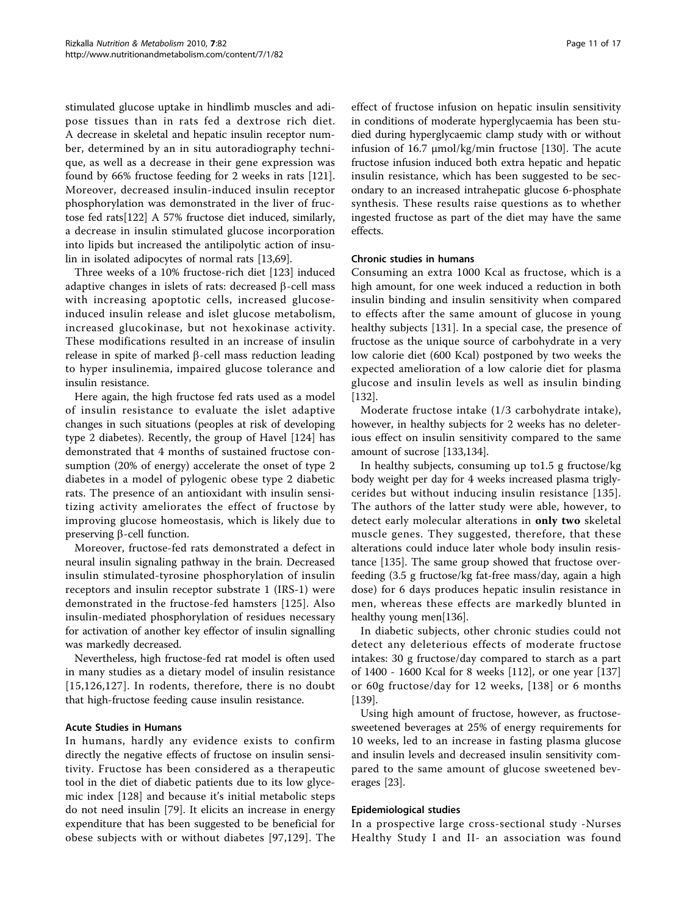stimulated glucose uptake in hindlimb muscles and adipose tissues than in rats fed a dextrose rich diet. A decrease in skeletal and hepatic insulin receptor number, determined by an in situ autoradiography technique, as well as a decrease in their gene expression was found by 66% fructose feeding for 2 weeks in rats [121]. Moreover, decreased insulin-induced insulin receptor phosphorylation was demonstrated in the liver of fructose fed rats[122] A 57% fructose diet induced, similarly, a decrease in insulin stimulated glucose incorporation into lipids but increased the antilipolytic action of insulin in isolated adipocytes of normal rats [13,69].

Three weeks of a 10% fructose-rich diet [123] induced adaptive changes in islets of rats: decreased β-cell mass with increasing apoptotic cells, increased glucose-induced insulin release and islet glucose metabolism, increased glucokinase, but not hexokinase activity. These modifications resulted in an increase of insulin release in spite of marked β-cell mass reduction leading to hyper insulinemia, impaired glucose tolerance and insulin resistance.

Here again, the high fructose fed rats used as a model of insulin resistance to evaluate the islet adaptive changes in such situations (peoples at risk of developing type 2 diabetes). Recently, the group of Havel [124] has demonstrated that 4 months of sustained fructose consumption (20% of energy) accelerate the onset of type 2 diabetes in a model of pylogenic obese type 2 diabetic rats. The presence of an antioxidant with insulin sensitizing activity ameliorates the effect of fructose by improving glucose homeostasis, which is likely due to preserving β-cell function.

Moreover, fructose-fed rats demonstrated a defect in neural insulin signaling pathway in the brain. Decreased insulin stimulated-tyrosine phosphorylation of insulin receptors and insulin receptor substrate 1 (IRS-1) were demonstrated in the fructose-fed hamsters [125]. Also insulin-mediated phosphorylation of residues necessary for activation of another key effector of insulin signalling was markedly decreased.

Nevertheless, high fructose-fed rat model is often used in many studies as a dietary model of insulin resistance [15,126,127]. In rodents, therefore, there is no doubt that high-fructose feeding cause insulin resistance.

#### Acute Studies in Humans

In humans, hardly any evidence exists to confirm directly the negative effects of fructose on insulin sensitivity. Fructose has been considered as a therapeutic tool in the diet of diabetic patients due to its low glycemic index [128] and because it's initial metabolic steps do not need insulin [79]. It elicits an increase in energy expenditure that has been suggested to be beneficial for obese subjects with or without diabetes [97,129]. The effect of fructose infusion on hepatic insulin sensitivity in conditions of moderate hyperglycaemia has been studied during hyperglycaemic clamp study with or without infusion of 16.7 μmol/kg/min fructose [130]. The acute fructose infusion induced both extra hepatic and hepatic insulin resistance, which has been suggested to be secondary to an increased intrahepatic glucose 6-phosphate synthesis. These results raise questions as to whether ingested fructose as part of the diet may have the same effects.

#### Chronic studies in humans

Consuming an extra 1000 Kcal as fructose, which is a high amount, for one week induced a reduction in both insulin binding and insulin sensitivity when compared to effects after the same amount of glucose in young healthy subjects [131]. In a special case, the presence of fructose as the unique source of carbohydrate in a very low calorie diet (600 Kcal) postponed by two weeks the expected amelioration of a low calorie diet for plasma glucose and insulin levels as well as insulin binding [132].

Moderate fructose intake (1/3 carbohydrate intake), however, in healthy subjects for 2 weeks has no deleterious effect on insulin sensitivity compared to the same amount of sucrose [133,134].

In healthy subjects, consuming up to1.5 g fructose/kg body weight per day for 4 weeks increased plasma triglycerides but without inducing insulin resistance [135]. The authors of the latter study were able, however, to detect early molecular alterations in **only two** skeletal muscle genes. They suggested, therefore, that these alterations could induce later whole body insulin resistance [135]. The same group showed that fructose overfeeding (3.5 g fructose/kg fat-free mass/day, again a high dose) for 6 days produces hepatic insulin resistance in men, whereas these effects are markedly blunted in healthy young men[136].

In diabetic subjects, other chronic studies could not detect any deleterious effects of moderate fructose intakes: 30 g fructose/day compared to starch as a part of 1400 - 1600 Kcal for 8 weeks [112], or one year [137] or 60g fructose/day for 12 weeks, [138] or 6 months [139].

Using high amount of fructose, however, as fructose-sweetened beverages at 25% of energy requirements for 10 weeks, led to an increase in fasting plasma glucose and insulin levels and decreased insulin sensitivity compared to the same amount of glucose sweetened beverages [23].

#### Epidemiological studies

In a prospective large cross-sectional study -Nurses Healthy Study I and II- an association was found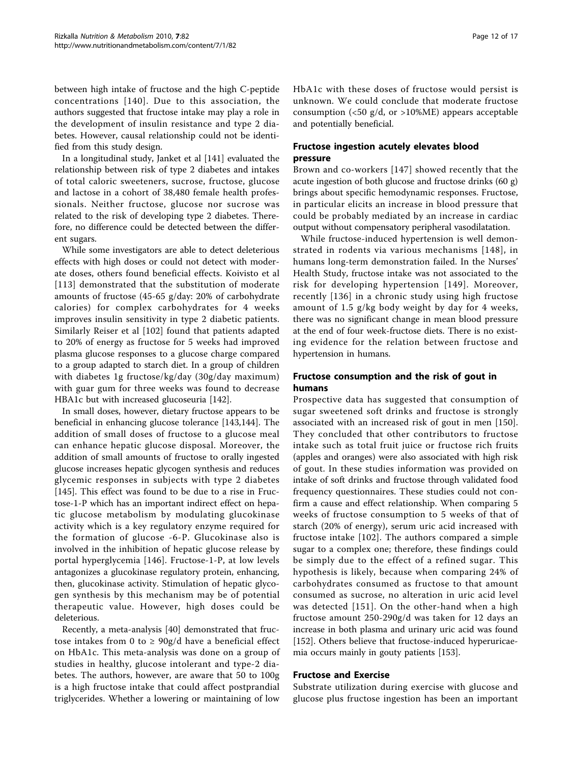between high intake of fructose and the high C-peptide concentrations [140]. Due to this association, the authors suggested that fructose intake may play a role in the development of insulin resistance and type 2 diabetes. However, causal relationship could not be identified from this study design.

In a longitudinal study, Janket et al [141] evaluated the relationship between risk of type 2 diabetes and intakes of total caloric sweeteners, sucrose, fructose, glucose and lactose in a cohort of 38,480 female health professionals. Neither fructose, glucose nor sucrose was related to the risk of developing type 2 diabetes. Therefore, no difference could be detected between the different sugars.

While some investigators are able to detect deleterious effects with high doses or could not detect with moderate doses, others found beneficial effects. Koivisto et al [113] demonstrated that the substitution of moderate amounts of fructose (45-65 g/day: 20% of carbohydrate calories) for complex carbohydrates for 4 weeks improves insulin sensitivity in type 2 diabetic patients. Similarly Reiser et al [102] found that patients adapted to 20% of energy as fructose for 5 weeks had improved plasma glucose responses to a glucose charge compared to a group adapted to starch diet. In a group of children with diabetes 1g fructose/kg/day (30g/day maximum) with guar gum for three weeks was found to decrease HBA1c but with increased glucoseuria [142].

In small doses, however, dietary fructose appears to be beneficial in enhancing glucose tolerance [143,144]. The addition of small doses of fructose to a glucose meal can enhance hepatic glucose disposal. Moreover, the addition of small amounts of fructose to orally ingested glucose increases hepatic glycogen synthesis and reduces glycemic responses in subjects with type 2 diabetes [145]. This effect was found to be due to a rise in Fructose-1-P which has an important indirect effect on hepatic glucose metabolism by modulating glucokinase activity which is a key regulatory enzyme required for the formation of glucose -6-P. Glucokinase also is involved in the inhibition of hepatic glucose release by portal hyperglycemia [146]. Fructose-1-P, at low levels antagonizes a glucokinase regulatory protein, enhancing, then, glucokinase activity. Stimulation of hepatic glycogen synthesis by this mechanism may be of potential therapeutic value. However, high doses could be deleterious.

Recently, a meta-analysis [40] demonstrated that fructose intakes from 0 to ≥ 90g/d have a beneficial effect on HbA1c. This meta-analysis was done on a group of studies in healthy, glucose intolerant and type-2 diabetes. The authors, however, are aware that 50 to 100g is a high fructose intake that could affect postprandial triglycerides. Whether a lowering or maintaining of low HbA1c with these doses of fructose would persist is unknown. We could conclude that moderate fructose consumption (<50 g/d, or >10%ME) appears acceptable and potentially beneficial.

## Fructose ingestion acutely elevates blood pressure

Brown and co-workers [147] showed recently that the acute ingestion of both glucose and fructose drinks (60 g) brings about specific hemodynamic responses. Fructose, in particular elicits an increase in blood pressure that could be probably mediated by an increase in cardiac output without compensatory peripheral vasodilatation.

While fructose-induced hypertension is well demonstrated in rodents via various mechanisms [148], in humans long-term demonstration failed. In the Nurses' Health Study, fructose intake was not associated to the risk for developing hypertension [149]. Moreover, recently [136] in a chronic study using high fructose amount of 1.5 g/kg body weight by day for 4 weeks, there was no significant change in mean blood pressure at the end of four week-fructose diets. There is no existing evidence for the relation between fructose and hypertension in humans.

## Fructose consumption and the risk of gout in humans

Prospective data has suggested that consumption of sugar sweetened soft drinks and fructose is strongly associated with an increased risk of gout in men [150]. They concluded that other contributors to fructose intake such as total fruit juice or fructose rich fruits (apples and oranges) were also associated with high risk of gout. In these studies information was provided on intake of soft drinks and fructose through validated food frequency questionnaires. These studies could not confirm a cause and effect relationship. When comparing 5 weeks of fructose consumption to 5 weeks of that of starch (20% of energy), serum uric acid increased with fructose intake [102]. The authors compared a simple sugar to a complex one; therefore, these findings could be simply due to the effect of a refined sugar. This hypothesis is likely, because when comparing 24% of carbohydrates consumed as fructose to that amount consumed as sucrose, no alteration in uric acid level was detected [151]. On the other-hand when a high fructose amount 250-290g/d was taken for 12 days an increase in both plasma and urinary uric acid was found [152]. Others believe that fructose-induced hyperuricaemia occurs mainly in gouty patients [153].

## Fructose and Exercise

Substrate utilization during exercise with glucose and glucose plus fructose ingestion has been an important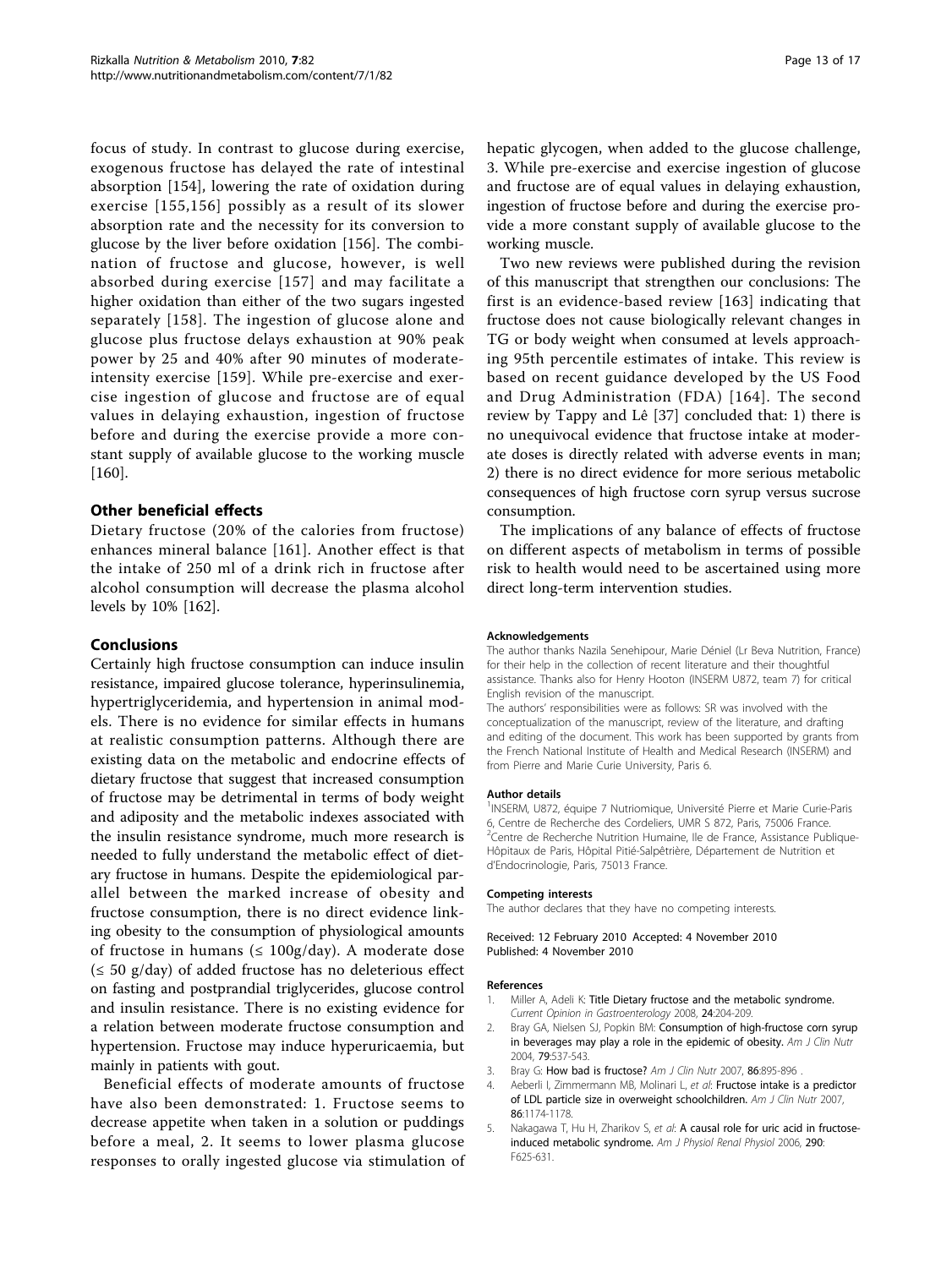focus of study. In contrast to glucose during exercise, exogenous fructose has delayed the rate of intestinal absorption [154], lowering the rate of oxidation during exercise [155,156] possibly as a result of its slower absorption rate and the necessity for its conversion to glucose by the liver before oxidation [156]. The combination of fructose and glucose, however, is well absorbed during exercise [157] and may facilitate a higher oxidation than either of the two sugars ingested separately [158]. The ingestion of glucose alone and glucose plus fructose delays exhaustion at 90% peak power by 25 and 40% after 90 minutes of moderate-intensity exercise [159]. While pre-exercise and exercise ingestion of glucose and fructose are of equal values in delaying exhaustion, ingestion of fructose before and during the exercise provide a more constant supply of available glucose to the working muscle [160].

## Other beneficial effects

Dietary fructose (20% of the calories from fructose) enhances mineral balance [161]. Another effect is that the intake of 250 ml of a drink rich in fructose after alcohol consumption will decrease the plasma alcohol levels by 10% [162].

## Conclusions

Certainly high fructose consumption can induce insulin resistance, impaired glucose tolerance, hyperinsulinemia, hypertriglyceridemia, and hypertension in animal models. There is no evidence for similar effects in humans at realistic consumption patterns. Although there are existing data on the metabolic and endocrine effects of dietary fructose that suggest that increased consumption of fructose may be detrimental in terms of body weight and adiposity and the metabolic indexes associated with the insulin resistance syndrome, much more research is needed to fully understand the metabolic effect of dietary fructose in humans. Despite the epidemiological parallel between the marked increase of obesity and fructose consumption, there is no direct evidence linking obesity to the consumption of physiological amounts of fructose in humans (≤ 100g/day). A moderate dose (≤ 50 g/day) of added fructose has no deleterious effect on fasting and postprandial triglycerides, glucose control and insulin resistance. There is no existing evidence for a relation between moderate fructose consumption and hypertension. Fructose may induce hyperuricaemia, but mainly in patients with gout.

Beneficial effects of moderate amounts of fructose have also been demonstrated: 1. Fructose seems to decrease appetite when taken in a solution or puddings before a meal, 2. It seems to lower plasma glucose responses to orally ingested glucose via stimulation of hepatic glycogen, when added to the glucose challenge, 3. While pre-exercise and exercise ingestion of glucose and fructose are of equal values in delaying exhaustion, ingestion of fructose before and during the exercise provide a more constant supply of available glucose to the working muscle.

Two new reviews were published during the revision of this manuscript that strengthen our conclusions: The first is an evidence-based review [163] indicating that fructose does not cause biologically relevant changes in TG or body weight when consumed at levels approaching 95th percentile estimates of intake. This review is based on recent guidance developed by the US Food and Drug Administration (FDA) [164]. The second review by Tappy and Lê [37] concluded that: 1) there is no unequivocal evidence that fructose intake at moderate doses is directly related with adverse events in man; 2) there is no direct evidence for more serious metabolic consequences of high fructose corn syrup versus sucrose consumption.

The implications of any balance of effects of fructose on different aspects of metabolism in terms of possible risk to health would need to be ascertained using more direct long-term intervention studies.

#### Acknowledgements

The author thanks Nazila Senehipour, Marie Déniel (Lr Beva Nutrition, France) for their help in the collection of recent literature and their thoughtful assistance. Thanks also for Henry Hooton (INSERM U872, team 7) for critical English revision of the manuscript.

The authors' responsibilities were as follows: SR was involved with the conceptualization of the manuscript, review of the literature, and drafting and editing of the document. This work has been supported by grants from the French National Institute of Health and Medical Research (INSERM) and from Pierre and Marie Curie University, Paris 6.

#### Author details

[1]INSERM, U872, équipe 7 Nutriomique, Université Pierre et Marie Curie-Paris 6, Centre de Recherche des Cordeliers, UMR S 872, Paris, 75006 France. [2]Centre de Recherche Nutrition Humaine, Ile de France, Assistance Publique-Hôpitaux de Paris, Hôpital Pitié-Salpêtrière, Département de Nutrition et d'Endocrinologie, Paris, 75013 France.

#### Competing interests

The author declares that they have no competing interests.

Received: 12 February 2010 Accepted: 4 November 2010
Published: 4 November 2010

#### References

1. Miller A, Adeli K: **Title Dietary fructose and the metabolic syndrome.** *Current Opinion in Gastroenterology* 2008, **24**:204-209.
2. Bray GA, Nielsen SJ, Popkin BM: **Consumption of high-fructose corn syrup in beverages may play a role in the epidemic of obesity.** *Am J Clin Nutr* 2004, **79**:537-543.
3. Bray G: **How bad is fructose?** *Am J Clin Nutr* 2007, **86**:895-896 .
4. Aeberli I, Zimmermann MB, Molinari L, *et al*: **Fructose intake is a predictor of LDL particle size in overweight schoolchildren.** *Am J Clin Nutr* 2007, **86**:1174-1178.
5. Nakagawa T, Hu H, Zharikov S, *et al*: **A causal role for uric acid in fructose-induced metabolic syndrome.** *Am J Physiol Renal Physiol* 2006, **290**: F625-631.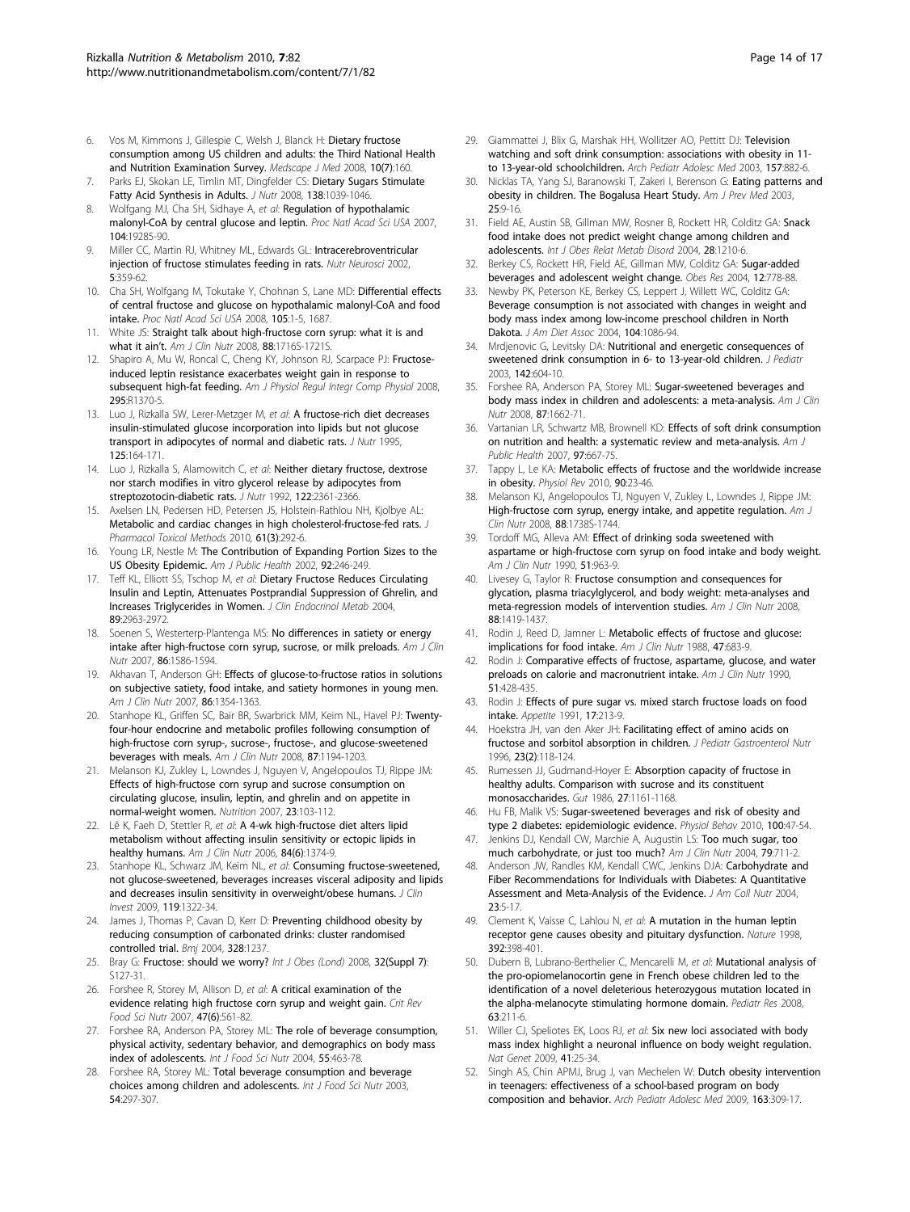6. Vos M, Kimmons J, Gillespie C, Welsh J, Blanck H: **Dietary fructose consumption among US children and adults: the Third National Health and Nutrition Examination Survey.** *Medscape J Med* 2008, **10(7)**:160.
7. Parks EJ, Skokan LE, Timlin MT, Dingfelder CS: **Dietary Sugars Stimulate Fatty Acid Synthesis in Adults.** *J Nutr* 2008, **138**:1039-1046.
8. Wolfgang MJ, Cha SH, Sidhaye A, *et al*: **Regulation of hypothalamic malonyl-CoA by central glucose and leptin.** *Proc Natl Acad Sci USA* 2007, **104**:19285-90.
9. Miller CC, Martin RJ, Whitney ML, Edwards GL: **Intracerebroventricular injection of fructose stimulates feeding in rats.** *Nutr Neurosci* 2002, **5**:359-62.
10. Cha SH, Wolfgang M, Tokutake Y, Chohnan S, Lane MD: **Differential effects of central fructose and glucose on hypothalamic malonyl-CoA and food intake.** *Proc Natl Acad Sci USA* 2008, **105**:1-5, 1687.
11. White JS: **Straight talk about high-fructose corn syrup: what it is and what it ain't.** *Am J Clin Nutr* 2008, **88**:1716S-1721S.
12. Shapiro A, Mu W, Roncal C, Cheng KY, Johnson RJ, Scarpace PJ: **Fructose-induced leptin resistance exacerbates weight gain in response to subsequent high-fat feeding.** *Am J Physiol Regul Integr Comp Physiol* 2008, **295**:R1370-5.
13. Luo J, Rizkalla SW, Lerer-Metzger M, *et al*: **A fructose-rich diet decreases insulin-stimulated glucose incorporation into lipids but not glucose transport in adipocytes of normal and diabetic rats.** *J Nutr* 1995, **125**:164-171.
14. Luo J, Rizkalla S, Alamowitch C, *et al*: **Neither dietary fructose, dextrose nor starch modifies in vitro glycerol release by adipocytes from streptozotocin-diabetic rats.** *J Nutr* 1992, **122**:2361-2366.
15. Axelsen LN, Pedersen HD, Petersen JS, Holstein-Rathlou NH, Kjolbye AL: **Metabolic and cardiac changes in high cholesterol-fructose-fed rats.** *J Pharmacol Toxicol Methods* 2010, **61(3)**:292-6.
16. Young LR, Nestle M: **The Contribution of Expanding Portion Sizes to the US Obesity Epidemic.** *Am J Public Health* 2002, **92**:246-249.
17. Teff KL, Elliott SS, Tschop M, *et al*: **Dietary Fructose Reduces Circulating Insulin and Leptin, Attenuates Postprandial Suppression of Ghrelin, and Increases Triglycerides in Women.** *J Clin Endocrinol Metab* 2004, **89**:2963-2972.
18. Soenen S, Westerterp-Plantenga MS: **No differences in satiety or energy intake after high-fructose corn syrup, sucrose, or milk preloads.** *Am J Clin Nutr* 2007, **86**:1586-1594.
19. Akhavan T, Anderson GH: **Effects of glucose-to-fructose ratios in solutions on subjective satiety, food intake, and satiety hormones in young men.** *Am J Clin Nutr* 2007, **86**:1354-1363.
20. Stanhope KL, Griffen SC, Bair BR, Swarbrick MM, Keim NL, Havel PJ: **Twenty-four-hour endocrine and metabolic profiles following consumption of high-fructose corn syrup-, sucrose-, fructose-, and glucose-sweetened beverages with meals.** *Am J Clin Nutr* 2008, **87**:1194-1203.
21. Melanson KJ, Zukley L, Lowndes J, Nguyen V, Angelopoulos TJ, Rippe JM: **Effects of high-fructose corn syrup and sucrose consumption on circulating glucose, insulin, leptin, and ghrelin and on appetite in normal-weight women.** *Nutrition* 2007, **23**:103-112.
22. Lê K, Faeh D, Stettler R, *et al*: **A 4-wk high-fructose diet alters lipid metabolism without affecting insulin sensitivity or ectopic lipids in healthy humans.** *Am J Clin Nutr* 2006, **84(6)**:1374-9.
23. Stanhope KL, Schwarz JM, Keim NL, *et al*: **Consuming fructose-sweetened, not glucose-sweetened, beverages increases visceral adiposity and lipids and decreases insulin sensitivity in overweight/obese humans.** *J Clin Invest* 2009, **119**:1322-34.
24. James J, Thomas P, Cavan D, Kerr D: **Preventing childhood obesity by reducing consumption of carbonated drinks: cluster randomised controlled trial.** *Bmj* 2004, **328**:1237.
25. Bray G: **Fructose: should we worry?** *Int J Obes (Lond)* 2008, **32(Suppl 7)**: S127-31.
26. Forshee R, Storey M, Allison D, *et al*: **A critical examination of the evidence relating high fructose corn syrup and weight gain.** *Crit Rev Food Sci Nutr* 2007, **47(6)**:561-82.
27. Forshee RA, Anderson PA, Storey ML: **The role of beverage consumption, physical activity, sedentary behavior, and demographics on body mass index of adolescents.** *Int J Food Sci Nutr* 2004, **55**:463-78.
28. Forshee RA, Storey ML: **Total beverage consumption and beverage choices among children and adolescents.** *Int J Food Sci Nutr* 2003, **54**:297-307.
29. Giammattei J, Blix G, Marshak HH, Wollitzer AO, Pettitt DJ: **Television watching and soft drink consumption: associations with obesity in 11- to 13-year-old schoolchildren.** *Arch Pediatr Adolesc Med* 2003, **157**:882-6.
30. Nicklas TA, Yang SJ, Baranowski T, Zakeri I, Berenson G: **Eating patterns and obesity in children. The Bogalusa Heart Study.** *Am J Prev Med* 2003, **25**:9-16.
31. Field AE, Austin SB, Gillman MW, Rosner B, Rockett HR, Colditz GA: **Snack food intake does not predict weight change among children and adolescents.** *Int J Obes Relat Metab Disord* 2004, **28**:1210-6.
32. Berkey CS, Rockett HR, Field AE, Gillman MW, Colditz GA: **Sugar-added beverages and adolescent weight change.** *Obes Res* 2004, **12**:778-88.
33. Newby PK, Peterson KE, Berkey CS, Leppert J, Willett WC, Colditz GA: **Beverage consumption is not associated with changes in weight and body mass index among low-income preschool children in North Dakota.** *J Am Diet Assoc* 2004, **104**:1086-94.
34. Mrdjenovic G, Levitsky DA: **Nutritional and energetic consequences of sweetened drink consumption in 6- to 13-year-old children.** *J Pediatr* 2003, **142**:604-10.
35. Forshee RA, Anderson PA, Storey ML: **Sugar-sweetened beverages and body mass index in children and adolescents: a meta-analysis.** *Am J Clin Nutr* 2008, **87**:1662-71.
36. Vartanian LR, Schwartz MB, Brownell KD: **Effects of soft drink consumption on nutrition and health: a systematic review and meta-analysis.** *Am J Public Health* 2007, **97**:667-75.
37. Tappy L, Le KA: **Metabolic effects of fructose and the worldwide increase in obesity.** *Physiol Rev* 2010, **90**:23-46.
38. Melanson KJ, Angelopoulos TJ, Nguyen V, Zukley L, Lowndes J, Rippe JM: **High-fructose corn syrup, energy intake, and appetite regulation.** *Am J Clin Nutr* 2008, **88**:1738S-1744.
39. Tordoff MG, Alleva AM: **Effect of drinking soda sweetened with aspartame or high-fructose corn syrup on food intake and body weight.** *Am J Clin Nutr* 1990, **51**:963-9.
40. Livesey G, Taylor R: **Fructose consumption and consequences for glycation, plasma triacylglycerol, and body weight: meta-analyses and meta-regression models of intervention studies.** *Am J Clin Nutr* 2008, **88**:1419-1437.
41. Rodin J, Reed D, Jamner L: **Metabolic effects of fructose and glucose: implications for food intake.** *Am J Clin Nutr* 1988, **47**:683-9.
42. Rodin J: **Comparative effects of fructose, aspartame, glucose, and water preloads on calorie and macronutrient intake.** *Am J Clin Nutr* 1990, **51**:428-435.
43. Rodin J: **Effects of pure sugar vs. mixed starch fructose loads on food intake.** *Appetite* 1991, **17**:213-9.
44. Hoekstra JH, van den Aker JH: **Facilitating effect of amino acids on fructose and sorbitol absorption in children.** *J Pediatr Gastroenterol Nutr* 1996, **23(2)**:118-124.
45. Rumessen JJ, Gudmand-Hoyer E: **Absorption capacity of fructose in healthy adults. Comparison with sucrose and its constituent monosaccharides.** *Gut* 1986, **27**:1161-1168.
46. Hu FB, Malik VS: **Sugar-sweetened beverages and risk of obesity and type 2 diabetes: epidemiologic evidence.** *Physiol Behav* 2010, **100**:47-54.
47. Jenkins DJ, Kendall CW, Marchie A, Augustin LS: **Too much sugar, too much carbohydrate, or just too much?** *Am J Clin Nutr* 2004, **79**:711-2.
48. Anderson JW, Randles KM, Kendall CWC, Jenkins DJA: **Carbohydrate and Fiber Recommendations for Individuals with Diabetes: A Quantitative Assessment and Meta-Analysis of the Evidence.** *J Am Coll Nutr* 2004, **23**:5-17.
49. Clement K, Vaisse C, Lahlou N, *et al*: **A mutation in the human leptin receptor gene causes obesity and pituitary dysfunction.** *Nature* 1998, **392**:398-401.
50. Dubern B, Lubrano-Berthelier C, Mencarelli M, *et al*: **Mutational analysis of the pro-opiomelanocortin gene in French obese children led to the identification of a novel deleterious heterozygous mutation located in the alpha-melanocyte stimulating hormone domain.** *Pediatr Res* 2008, **63**:211-6.
51. Willer CJ, Speliotes EK, Loos RJ, *et al*: **Six new loci associated with body mass index highlight a neuronal influence on body weight regulation.** *Nat Genet* 2009, **41**:25-34.
52. Singh AS, Chin APMJ, Brug J, van Mechelen W: **Dutch obesity intervention in teenagers: effectiveness of a school-based program on body composition and behavior.** *Arch Pediatr Adolesc Med* 2009, **163**:309-17.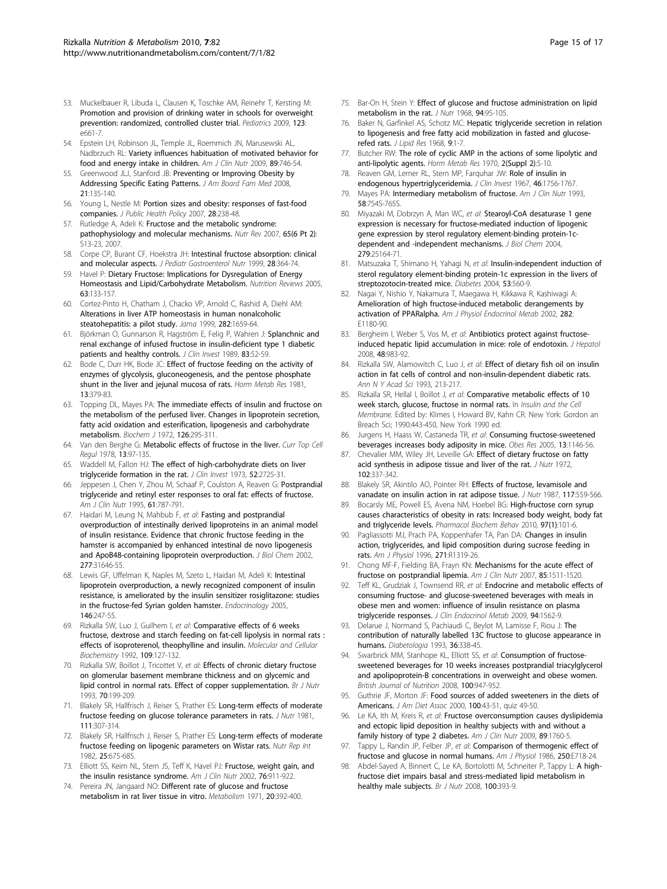53. Muckelbauer R, Libuda L, Clausen K, Toschke AM, Reinehr T, Kersting M: **Promotion and provision of drinking water in schools for overweight prevention: randomized, controlled cluster trial.** *Pediatrics* 2009, **123**: e661-7.
54. Epstein LH, Robinson JL, Temple JL, Roemmich JN, Marusewski AL, Nadbrzuch RL: **Variety influences habituation of motivated behavior for food and energy intake in children.** *Am J Clin Nutr* 2009, **89**:746-54.
55. Greenwood JLJ, Stanford JB: **Preventing or Improving Obesity by Addressing Specific Eating Patterns.** *J Am Board Fam Med* 2008, **21**:135-140.
56. Young L, Nestle M: **Portion sizes and obesity: responses of fast-food companies.** *J Public Health Policy* 2007, **28**:238-48.
57. Rutledge A, Adeli K: **Fructose and the metabolic syndrome: pathophysiology and molecular mechanisms.** *Nutr Rev* 2007, **65(6 Pt 2)**: S13-23, 2007.
58. Corpe CP, Burant CF, Hoekstra JH: **Intestinal fructose absorption: clinical and molecular aspects.** *J Pediatr Gastroenterol Nutr* 1999, **28**:364-74.
59. Havel P: **Dietary Fructose: Implications for Dysregulation of Energy Homeostasis and Lipid/Carbohydrate Metabolism.** *Nutrition Reviews* 2005, **63**:133-157.
60. Cortez-Pinto H, Chatham J, Chacko VP, Arnold C, Rashid A, Diehl AM: **Alterations in liver ATP homeostasis in human nonalcoholic steatohepatitis: a pilot study.** *Jama* 1999, **282**:1659-64.
61. Björkman O, Gunnarson R, Hagström E, Felig P, Wahren J: **Splanchnic and renal exchange of infused fructose in insulin-deficient type 1 diabetic patients and healthy controls.** *J Clin Invest* 1989, **83**:52-59.
62. Bode C, Durr HK, Bode JC: **Effect of fructose feeding on the activity of enzymes of glycolysis, gluconeogenesis, and the pentose phosphate shunt in the liver and jejunal mucosa of rats.** *Horm Metab Res* 1981, **13**:379-83.
63. Topping DL, Mayes PA: **The immediate effects of insulin and fructose on the metabolism of the perfused liver. Changes in lipoprotein secretion, fatty acid oxidation and esterification, lipogenesis and carbohydrate metabolism.** *Biochem J* 1972, **126**:295-311.
64. Van den Berghe G: **Metabolic effects of fructose in the liver.** *Curr Top Cell Regul* 1978, **13**:97-135.
65. Waddell M, Fallon HJ: **The effect of high-carbohydrate diets on liver triglyceride formation in the rat.** *J Clin Invest* 1973, **52**:2725-31.
66. Jeppesen J, Chen Y, Zhou M, Schaaf P, Coulston A, Reaven G: **Postprandial triglyceride and retinyl ester responses to oral fat: effects of fructose.** *Am J Clin Nutr* 1995, **61**:787-791.
67. Haidari M, Leung N, Mahbub F, *et al*: **Fasting and postprandial overproduction of intestinally derived lipoproteins in an animal model of insulin resistance. Evidence that chronic fructose feeding in the hamster is accompanied by enhanced intestinal de novo lipogenesis and ApoB48-containing lipoprotein overproduction.** *J Biol Chem* 2002, **277**:31646-55.
68. Lewis GF, Uffelman K, Naples M, Szeto L, Haidari M, Adeli K: **Intestinal lipoprotein overproduction, a newly recognized component of insulin resistance, is ameliorated by the insulin sensitizer rosiglitazone: studies in the fructose-fed Syrian golden hamster.** *Endocrinology* 2005, **146**:247-55.
69. Rizkalla SW, Luo J, Guilhem I, *et al*: **Comparative effects of 6 weeks fructose, dextrose and starch feeding on fat-cell lipolysis in normal rats : effects of isoproterenol, theophylline and insulin.** *Molecular and Cellular Biochemistry* 1992, **109**:127-132.
70. Rizkalla SW, Boillot J, Tricottet V, *et al*: **Effects of chronic dietary fructose on glomerular basement membrane thickness and on glycemic and lipid control in normal rats. Effect of copper supplementation.** *Br J Nutr* 1993, **70**:199-209.
71. Blakely SR, Hallfrisch J, Reiser S, Prather ES: **Long-term effects of moderate fructose feeding on glucose tolerance parameters in rats.** *J Nutr* 1981, **111**:307-314.
72. Blakely SR, Hallfrisch J, Reiser S, Prather ES: **Long-term effects of moderate fructose feeding on lipogenic parameters on Wistar rats.** *Nutr Rep Int* 1982, **25**:675-685.
73. Elliott SS, Keim NL, Stern JS, Teff K, Havel PJ: **Fructose, weight gain, and the insulin resistance syndrome.** *Am J Clin Nutr* 2002, **76**:911-922.
74. Pereira JN, Jangaard NO: **Different rate of glucose and fructose metabolism in rat liver tissue in vitro.** *Metabolism* 1971, **20**:392-400.
75. Bar-On H, Stein Y: **Effect of glucose and fructose administration on lipid metabolism in the rat.** *J Nutr* 1968, **94**:95-105.
76. Baker N, Garfinkel AS, Schotz MC: **Hepatic triglyceride secretion in relation to lipogenesis and free fatty acid mobilization in fasted and glucose-refed rats.** *J Lipid Res* 1968, **9**:1-7.
77. Butcher RW: **The role of cyclic AMP in the actions of some lipolytic and anti-lipolytic agents.** *Horm Metab Res* 1970, **2(Suppl 2)**:5-10.
78. Reaven GM, Lerner RL, Stern MP, Farquhar JW: **Role of insulin in endogenous hypertriglyceridemia.** *J Clin Invest* 1967, **46**:1756-1767.
79. Mayes PA: **Intermediary metabolism of fructose.** *Am J Clin Nutr* 1993, **58**:754S-765S.
80. Miyazaki M, Dobrzyn A, Man WC, *et al*: **Stearoyl-CoA desaturase 1 gene expression is necessary for fructose-mediated induction of lipogenic gene expression by sterol regulatory element-binding protein-1c-dependent and -independent mechanisms.** *J Biol Chem* 2004, **279**:25164-71.
81. Matsuzaka T, Shimano H, Yahagi N, *et al*: **Insulin-independent induction of sterol regulatory element-binding protein-1c expression in the livers of streptozotocin-treated mice.** *Diabetes* 2004, **53**:560-9.
82. Nagai Y, Nishio Y, Nakamura T, Maegawa H, Kikkawa R, Kashiwagi A: **Amelioration of high fructose-induced metabolic derangements by activation of PPARalpha.** *Am J Physiol Endocrinol Metab* 2002, **282**: E1180-90.
83. Bergheim I, Weber S, Vos M, *et al*: **Antibiotics protect against fructose-induced hepatic lipid accumulation in mice: role of endotoxin.** *J Hepatol* 2008, **48**:983-92.
84. Rizkalla SW, Alamowitch C, Luo J, *et al*: **Effect of dietary fish oil on insulin action in fat cells of control and non-insulin-dependent diabetic rats.** *Ann N Y Acad Sci* 1993, 213-217.
85. Rizkalla SR, Hellal I, Boillot J, *et al*: **Comparative metabolic effects of 10 week starch, glucose, fructose in normal rats.** In *Insulin and the Cell Membrane.* Edited by: Klimes I, Howard BV, Kahn CR. New York: Gordon an Breach Sci; 1990:443-450, New York 1990 ed.
86. Jurgens H, Haass W, Castaneda TR, *et al*: **Consuming fructose-sweetened beverages increases body adiposity in mice.** *Obes Res* 2005, **13**:1146-56.
87. Chevalier MM, Wiley JH, Leveille GA: **Effect of dietary fructose on fatty acid synthesis in adipose tissue and liver of the rat.** *J Nutr* 1972, **102**:337-342.
88. Blakely SR, Akintilo AO, Pointer RH: **Effects of fructose, levamisole and vanadate on insulin action in rat adipose tissue.** *J Nutr* 1987, **117**:559-566.
89. Bocarsly ME, Powell ES, Avena NM, Hoebel BG: **High-fructose corn syrup causes characteristics of obesity in rats: Increased body weight, body fat and triglyceride levels.** *Pharmacol Biochem Behav* 2010, **97(1)**:101-6.
90. Pagliassotti MJ, Prach PA, Koppenhafer TA, Pan DA: **Changes in insulin action, triglycerides, and lipid composition during sucrose feeding in rats.** *Am J Physiol* 1996, **271**:R1319-26.
91. Chong MF-F, Fielding BA, Frayn KN: **Mechanisms for the acute effect of fructose on postprandial lipemia.** *Am J Clin Nutr* 2007, **85**:1511-1520.
92. Teff KL, Grudziak J, Townsend RR, *et al*: **Endocrine and metabolic effects of consuming fructose- and glucose-sweetened beverages with meals in obese men and women: influence of insulin resistance on plasma triglyceride responses.** *J Clin Endocrinol Metab* 2009, **94**:1562-9.
93. Delarue J, Normand S, Pachiaudi C, Beylot M, Lamisse F, Riou J: **The contribution of naturally labelled 13C fructose to glucose appearance in humans.** *Diabetologia* 1993, **36**:338-45.
94. Swarbrick MM, Stanhope KL, Elliott SS, *et al*: **Consumption of fructose-sweetened beverages for 10 weeks increases postprandial triacylglycerol and apolipoprotein-B concentrations in overweight and obese women.** *British Journal of Nutrition* 2008, **100**:947-952.
95. Guthrie JF, Morton JF: **Food sources of added sweeteners in the diets of Americans.** *J Am Diet Assoc* 2000, **100**:43-51, quiz 49-50.
96. Le KA, Ith M, Kreis R, *et al*: **Fructose overconsumption causes dyslipidemia and ectopic lipid deposition in healthy subjects with and without a family history of type 2 diabetes.** *Am J Clin Nutr* 2009, **89**:1760-5.
97. Tappy L, Randin JP, Felber JP, *et al*: **Comparison of thermogenic effect of fructose and glucose in normal humans.** *Am J Physiol* 1986, **250**:E718-24.
98. Abdel-Sayed A, Binnert C, Le KA, Bortolotti M, Schneiter P, Tappy L: **A high-fructose diet impairs basal and stress-mediated lipid metabolism in healthy male subjects.** *Br J Nutr* 2008, **100**:393-9.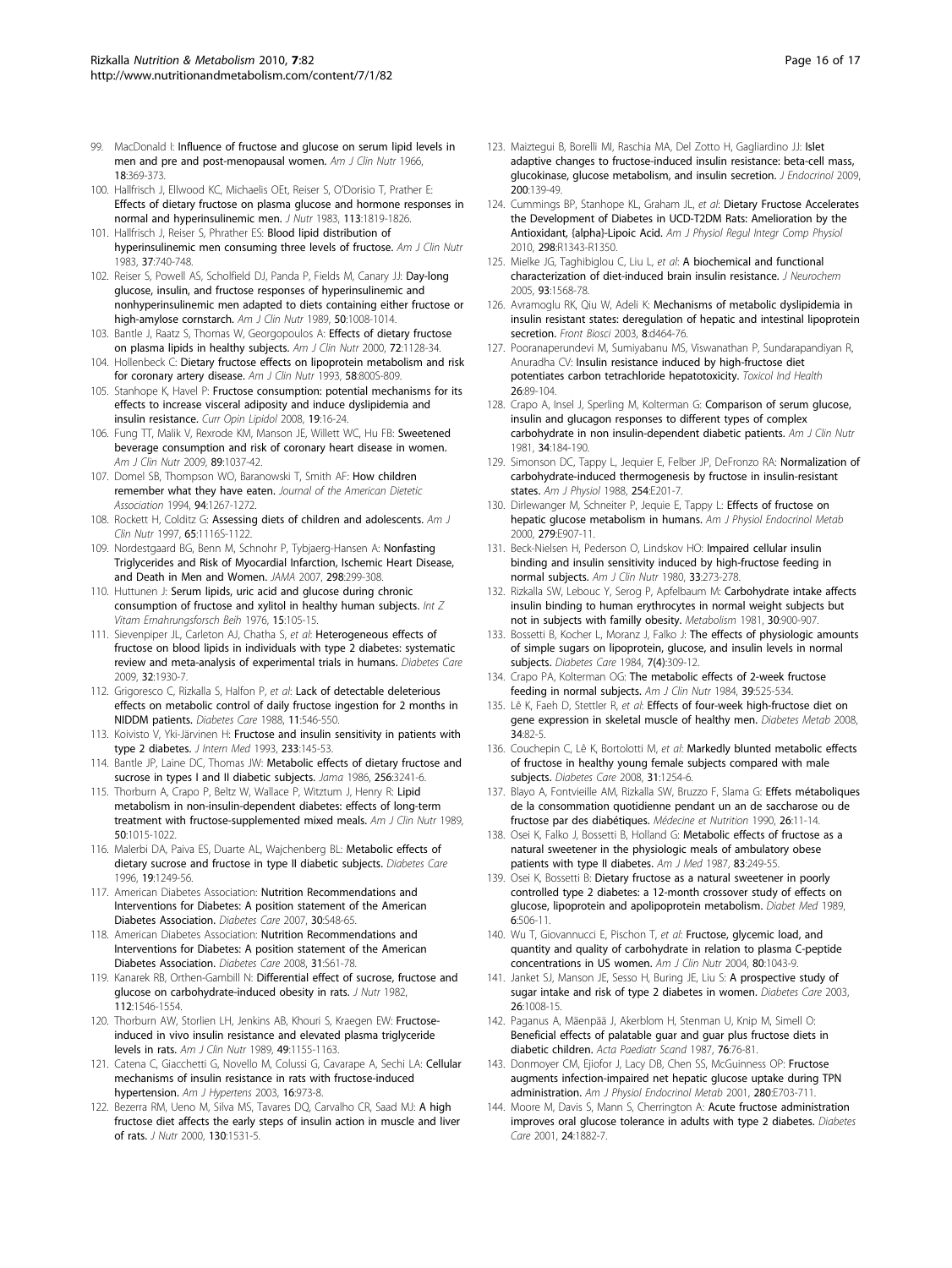99. MacDonald I: **Influence of fructose and glucose on serum lipid levels in men and pre and post-menopausal women.** *Am J Clin Nutr* 1966, **18**:369-373.
100. Hallfrisch J, Ellwood KC, Michaelis OEt, Reiser S, O'Dorisio T, Prather E: **Effects of dietary fructose on plasma glucose and hormone responses in normal and hyperinsulinemic men.** *J Nutr* 1983, **113**:1819-1826.
101. Hallfrisch J, Reiser S, Phrather ES: **Blood lipid distribution of hyperinsulinemic men consuming three levels of fructose.** *Am J Clin Nutr* 1983, **37**:740-748.
102. Reiser S, Powell AS, Scholfield DJ, Panda P, Fields M, Canary JJ: **Day-long glucose, insulin, and fructose responses of hyperinsulinemic and nonhyperinsulinemic men adapted to diets containing either fructose or high-amylose cornstarch.** *Am J Clin Nutr* 1989, **50**:1008-1014.
103. Bantle J, Raatz S, Thomas W, Georgopoulos A: **Effects of dietary fructose on plasma lipids in healthy subjects.** *Am J Clin Nutr* 2000, **72**:1128-34.
104. Hollenbeck C: **Dietary fructose effects on lipoprotein metabolism and risk for coronary artery disease.** *Am J Clin Nutr* 1993, **58**:800S-809.
105. Stanhope K, Havel P: **Fructose consumption: potential mechanisms for its effects to increase visceral adiposity and induce dyslipidemia and insulin resistance.** *Curr Opin Lipidol* 2008, **19**:16-24.
106. Fung TT, Malik V, Rexrode KM, Manson JE, Willett WC, Hu FB: **Sweetened beverage consumption and risk of coronary heart disease in women.** *Am J Clin Nutr* 2009, **89**:1037-42.
107. Domel SB, Thompson WO, Baranowski T, Smith AF: **How children remember what they have eaten.** *Journal of the American Dietetic Association* 1994, **94**:1267-1272.
108. Rockett H, Colditz G: **Assessing diets of children and adolescents.** *Am J Clin Nutr* 1997, **65**:1116S-1122.
109. Nordestgaard BG, Benn M, Schnohr P, Tybjaerg-Hansen A: **Nonfasting Triglycerides and Risk of Myocardial Infarction, Ischemic Heart Disease, and Death in Men and Women.** *JAMA* 2007, **298**:299-308.
110. Huttunen J: **Serum lipids, uric acid and glucose during chronic consumption of fructose and xylitol in healthy human subjects.** *Int Z Vitam Ernahrungsforsch Beih* 1976, **15**:105-15.
111. Sievenpiper JL, Carleton AJ, Chatha S, *et al*: **Heterogeneous effects of fructose on blood lipids in individuals with type 2 diabetes: systematic review and meta-analysis of experimental trials in humans.** *Diabetes Care* 2009, **32**:1930-7.
112. Grigoresco C, Rizkalla S, Halfon P, *et al*: **Lack of detectable deleterious effects on metabolic control of daily fructose ingestion for 2 months in NIDDM patients.** *Diabetes Care* 1988, **11**:546-550.
113. Koivisto V, Yki-Järvinen H: **Fructose and insulin sensitivity in patients with type 2 diabetes.** *J Intern Med* 1993, **233**:145-53.
114. Bantle JP, Laine DC, Thomas JW: **Metabolic effects of dietary fructose and sucrose in types I and II diabetic subjects.** *Jama* 1986, **256**:3241-6.
115. Thorburn A, Crapo P, Beltz W, Wallace P, Witztum J, Henry R: **Lipid metabolism in non-insulin-dependent diabetes: effects of long-term treatment with fructose-supplemented mixed meals.** *Am J Clin Nutr* 1989, **50**:1015-1022.
116. Malerbi DA, Paiva ES, Duarte AL, Wajchenberg BL: **Metabolic effects of dietary sucrose and fructose in type II diabetic subjects.** *Diabetes Care* 1996, **19**:1249-56.
117. American Diabetes Association: **Nutrition Recommendations and Interventions for Diabetes: A position statement of the American Diabetes Association.** *Diabetes Care* 2007, **30**:S48-65.
118. American Diabetes Association: **Nutrition Recommendations and Interventions for Diabetes: A position statement of the American Diabetes Association.** *Diabetes Care* 2008, **31**:S61-78.
119. Kanarek RB, Orthen-Gambill N: **Differential effect of sucrose, fructose and glucose on carbohydrate-induced obesity in rats.** *J Nutr* 1982, **112**:1546-1554.
120. Thorburn AW, Storlien LH, Jenkins AB, Khouri S, Kraegen EW: **Fructose-induced in vivo insulin resistance and elevated plasma triglyceride levels in rats.** *Am J Clin Nutr* 1989, **49**:1155-1163.
121. Catena C, Giacchetti G, Novello M, Colussi G, Cavarape A, Sechi LA: **Cellular mechanisms of insulin resistance in rats with fructose-induced hypertension.** *Am J Hypertens* 2003, **16**:973-8.
122. Bezerra RM, Ueno M, Silva MS, Tavares DQ, Carvalho CR, Saad MJ: **A high fructose diet affects the early steps of insulin action in muscle and liver of rats.** *J Nutr* 2000, **130**:1531-5.
123. Maiztegui B, Borelli MI, Raschia MA, Del Zotto H, Gagliardino JJ: **Islet adaptive changes to fructose-induced insulin resistance: beta-cell mass, glucokinase, glucose metabolism, and insulin secretion.** *J Endocrinol* 2009, **200**:139-49.
124. Cummings BP, Stanhope KL, Graham JL, *et al*: **Dietary Fructose Accelerates the Development of Diabetes in UCD-T2DM Rats: Amelioration by the Antioxidant, {alpha}-Lipoic Acid.** *Am J Physiol Regul Integr Comp Physiol* 2010, **298**:R1343-R1350.
125. Mielke JG, Taghibiglou C, Liu L, *et al*: **A biochemical and functional characterization of diet-induced brain insulin resistance.** *J Neurochem* 2005, **93**:1568-78.
126. Avramoglu RK, Qiu W, Adeli K: **Mechanisms of metabolic dyslipidemia in insulin resistant states: deregulation of hepatic and intestinal lipoprotein secretion.** *Front Biosci* 2003, **8**:d464-76.
127. Pooranaperundevi M, Sumiyabanu MS, Viswanathan P, Sundarapandiyan R, Anuradha CV: **Insulin resistance induced by high-fructose diet potentiates carbon tetrachloride hepatotoxicity.** *Toxicol Ind Health* **26**:89-104.
128. Crapo A, Insel J, Sperling M, Kolterman G: **Comparison of serum glucose, insulin and glucagon responses to different types of complex carbohydrate in non insulin-dependent diabetic patients.** *Am J Clin Nutr* 1981, **34**:184-190.
129. Simonson DC, Tappy L, Jequier E, Felber JP, DeFronzo RA: **Normalization of carbohydrate-induced thermogenesis by fructose in insulin-resistant states.** *Am J Physiol* 1988, **254**:E201-7.
130. Dirlewanger M, Schneiter P, Jequie E, Tappy L: **Effects of fructose on hepatic glucose metabolism in humans.** *Am J Physiol Endocrinol Metab* 2000, **279**:E907-11.
131. Beck-Nielsen H, Pederson O, Lindskov HO: **Impaired cellular insulin binding and insulin sensitivity induced by high-fructose feeding in normal subjects.** *Am J Clin Nutr* 1980, **33**:273-278.
132. Rizkalla SW, Lebouc Y, Serog P, Apfelbaum M: **Carbohydrate intake affects insulin binding to human erythrocytes in normal weight subjects but not in subjects with familly obesity.** *Metabolism* 1981, **30**:900-907.
133. Bossetti B, Kocher L, Moranz J, Falko J: **The effects of physiologic amounts of simple sugars on lipoprotein, glucose, and insulin levels in normal subjects.** *Diabetes Care* 1984, **7(4)**:309-12.
134. Crapo PA, Kolterman OG: **The metabolic effects of 2-week fructose feeding in normal subjects.** *Am J Clin Nutr* 1984, **39**:525-534.
135. Lê K, Faeh D, Stettler R, *et al*: **Effects of four-week high-fructose diet on gene expression in skeletal muscle of healthy men.** *Diabetes Metab* 2008, **34**:82-5.
136. Couchepin C, Lê K, Bortolotti M, *et al*: **Markedly blunted metabolic effects of fructose in healthy young female subjects compared with male subjects.** *Diabetes Care* 2008, **31**:1254-6.
137. Blayo A, Fontvieille AM, Rizkalla SW, Bruzzo F, Slama G: **Effets métaboliques de la consommation quotidienne pendant un an de saccharose ou de fructose par des diabétiques.** *Médecine et Nutrition* 1990, **26**:11-14.
138. Osei K, Falko J, Bossetti B, Holland G: **Metabolic effects of fructose as a natural sweetener in the physiologic meals of ambulatory obese patients with type II diabetes.** *Am J Med* 1987, **83**:249-55.
139. Osei K, Bossetti B: **Dietary fructose as a natural sweetener in poorly controlled type 2 diabetes: a 12-month crossover study of effects on glucose, lipoprotein and apolipoprotein metabolism.** *Diabet Med* 1989, **6**:506-11.
140. Wu T, Giovannucci E, Pischon T, *et al*: **Fructose, glycemic load, and quantity and quality of carbohydrate in relation to plasma C-peptide concentrations in US women.** *Am J Clin Nutr* 2004, **80**:1043-9.
141. Janket SJ, Manson JE, Sesso H, Buring JE, Liu S: **A prospective study of sugar intake and risk of type 2 diabetes in women.** *Diabetes Care* 2003, **26**:1008-15.
142. Paganus A, Mäenpää J, Akerblom H, Stenman U, Knip M, Simell O: **Beneficial effects of palatable guar and guar plus fructose diets in diabetic children.** *Acta Paediatr Scand* 1987, **76**:76-81.
143. Donmoyer CM, Ejiofor J, Lacy DB, Chen SS, McGuinness OP: **Fructose augments infection-impaired net hepatic glucose uptake during TPN administration.** *Am J Physiol Endocrinol Metab* 2001, **280**:E703-711.
144. Moore M, Davis S, Mann S, Cherrington A: **Acute fructose administration improves oral glucose tolerance in adults with type 2 diabetes.** *Diabetes Care* 2001, **24**:1882-7.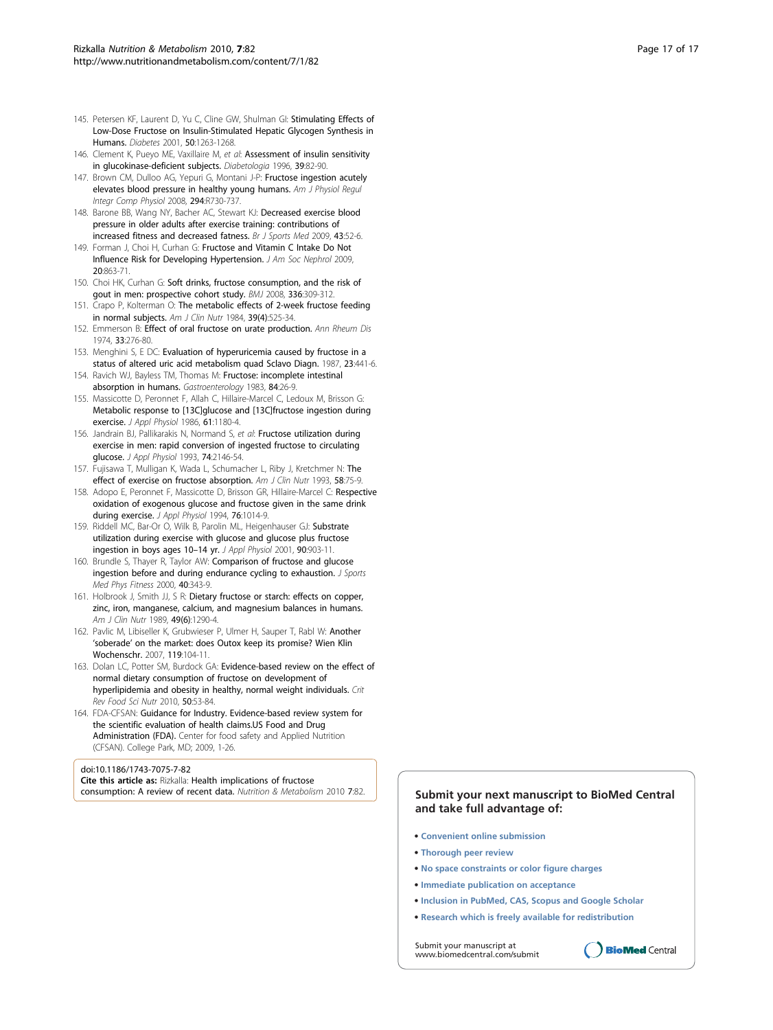145. Petersen KF, Laurent D, Yu C, Cline GW, Shulman GI: **Stimulating Effects of Low-Dose Fructose on Insulin-Stimulated Hepatic Glycogen Synthesis in Humans.** *Diabetes* 2001, **50**:1263-1268.
146. Clement K, Pueyo ME, Vaxillaire M, *et al*: **Assessment of insulin sensitivity in glucokinase-deficient subjects.** *Diabetologia* 1996, **39**:82-90.
147. Brown CM, Dulloo AG, Yepuri G, Montani J-P: **Fructose ingestion acutely elevates blood pressure in healthy young humans.** *Am J Physiol Regul Integr Comp Physiol* 2008, **294**:R730-737.
148. Barone BB, Wang NY, Bacher AC, Stewart KJ: **Decreased exercise blood pressure in older adults after exercise training: contributions of increased fitness and decreased fatness.** *Br J Sports Med* 2009, **43**:52-6.
149. Forman J, Choi H, Curhan G: **Fructose and Vitamin C Intake Do Not Influence Risk for Developing Hypertension.** *J Am Soc Nephrol* 2009, **20**:863-71.
150. Choi HK, Curhan G: **Soft drinks, fructose consumption, and the risk of gout in men: prospective cohort study.** *BMJ* 2008, **336**:309-312.
151. Crapo P, Kolterman O: **The metabolic effects of 2-week fructose feeding in normal subjects.** *Am J Clin Nutr* 1984, **39(4)**:525-34.
152. Emmerson B: **Effect of oral fructose on urate production.** *Ann Rheum Dis* 1974, **33**:276-80.
153. Menghini S, E DC: **Evaluation of hyperuricemia caused by fructose in a status of altered uric acid metabolism quad Sclavo Diagn.** 1987, **23**:441-6.
154. Ravich WJ, Bayless TM, Thomas M: **Fructose: incomplete intestinal absorption in humans.** *Gastroenterology* 1983, **84**:26-9.
155. Massicotte D, Peronnet F, Allah C, Hillaire-Marcel C, Ledoux M, Brisson G: **Metabolic response to [13C]glucose and [13C]fructose ingestion during exercise.** *J Appl Physiol* 1986, **61**:1180-4.
156. Jandrain BJ, Pallikarakis N, Normand S, *et al*: **Fructose utilization during exercise in men: rapid conversion of ingested fructose to circulating glucose.** *J Appl Physiol* 1993, **74**:2146-54.
157. Fujisawa T, Mulligan K, Wada L, Schumacher L, Riby J, Kretchmer N: **The effect of exercise on fructose absorption.** *Am J Clin Nutr* 1993, **58**:75-9.
158. Adopo E, Peronnet F, Massicotte D, Brisson GR, Hillaire-Marcel C: **Respective oxidation of exogenous glucose and fructose given in the same drink during exercise.** *J Appl Physiol* 1994, **76**:1014-9.
159. Riddell MC, Bar-Or O, Wilk B, Parolin ML, Heigenhauser GJ: **Substrate utilization during exercise with glucose and glucose plus fructose ingestion in boys ages 10–14 yr.** *J Appl Physiol* 2001, **90**:903-11.
160. Brundle S, Thayer R, Taylor AW: **Comparison of fructose and glucose ingestion before and during endurance cycling to exhaustion.** *J Sports Med Phys Fitness* 2000, **40**:343-9.
161. Holbrook J, Smith JJ, S R: **Dietary fructose or starch: effects on copper, zinc, iron, manganese, calcium, and magnesium balances in humans.** *Am J Clin Nutr* 1989, **49(6)**:1290-4.
162. Pavlic M, Libiseller K, Grubwieser P, Ulmer H, Sauper T, Rabl W: **Another 'soberade' on the market: does Outox keep its promise? Wien Klin Wochenschr.** 2007, **119**:104-11.
163. Dolan LC, Potter SM, Burdock GA: **Evidence-based review on the effect of normal dietary consumption of fructose on development of hyperlipidemia and obesity in healthy, normal weight individuals.** *Crit Rev Food Sci Nutr* 2010, **50**:53-84.
164. FDA-CFSAN: **Guidance for Industry. Evidence-based review system for the scientific evaluation of health claims.US Food and Drug Administration (FDA).** Center for food safety and Applied Nutrition (CFSAN). College Park, MD; 2009, 1-26.

doi:10.1186/1743-7075-7-82
**Cite this article as:** Rizkalla: Health implications of fructose consumption: A review of recent data. *Nutrition & Metabolism* 2010 **7**:82.

**Submit your next manuscript to BioMed Central and take full advantage of:**

- **Convenient online submission**
- **Thorough peer review**
- **No space constraints or color figure charges**
- **Immediate publication on acceptance**
- **Inclusion in PubMed, CAS, Scopus and Google Scholar**
- **Research which is freely available for redistribution**

Submit your manuscript at
www.biomedcentral.com/submit

BioMed Central